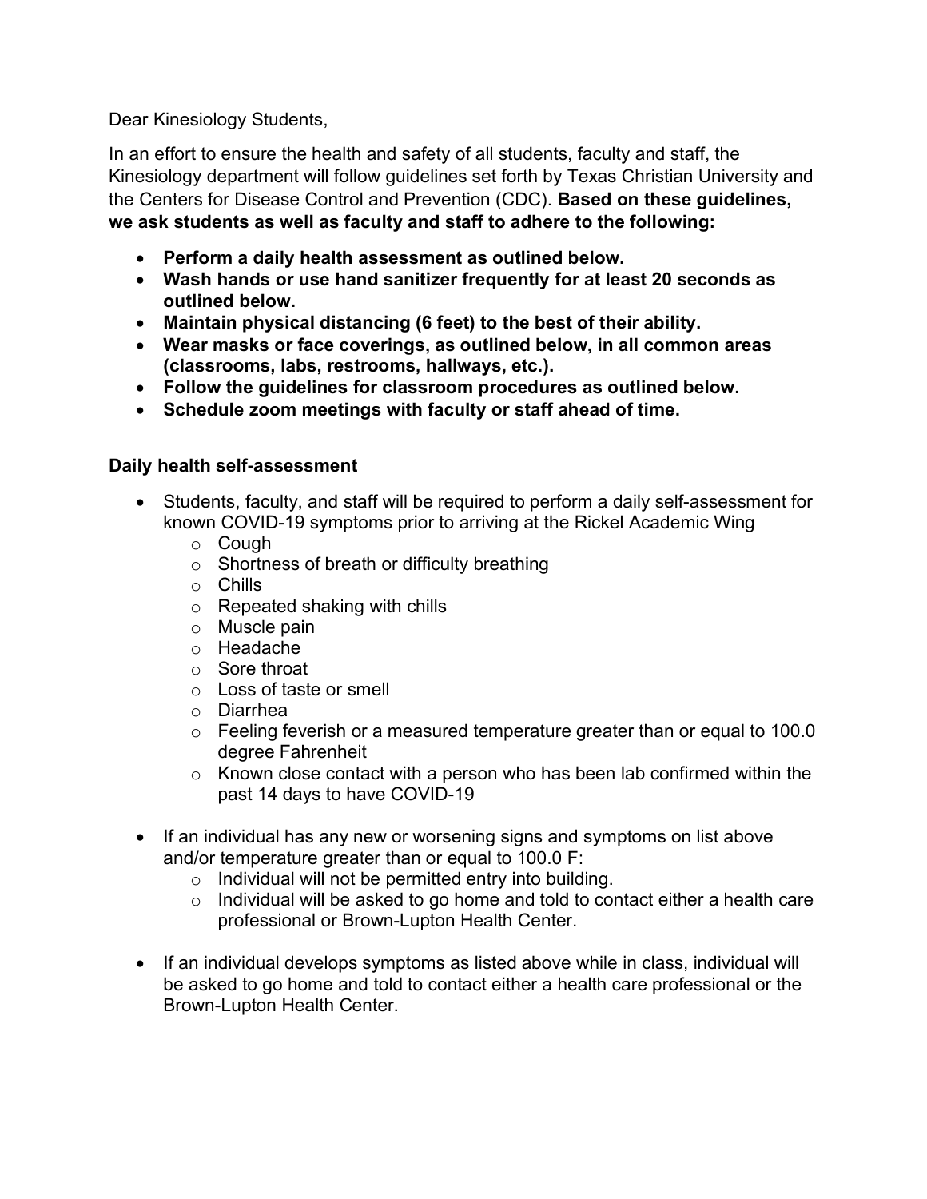Dear Kinesiology Students,

In an effort to ensure the health and safety of all students, faculty and staff, the Kinesiology department will follow guidelines set forth by Texas Christian University and the Centers for Disease Control and Prevention (CDC). **Based on these guidelines, we ask students as well as faculty and staff to adhere to the following:**

- **Perform a daily health assessment as outlined below.**
- **Wash hands or use hand sanitizer frequently for at least 20 seconds as outlined below.**
- **Maintain physical distancing (6 feet) to the best of their ability.**
- **Wear masks or face coverings, as outlined below, in all common areas (classrooms, labs, restrooms, hallways, etc.).**
- **Follow the guidelines for classroom procedures as outlined below.**
- **Schedule zoom meetings with faculty or staff ahead of time.**

**Daily health self-assessment**

- Students, faculty, and staff will be required to perform a daily self-assessment for known COVID-19 symptoms prior to arriving at the Rickel Academic Wing
  - Cough
  - Shortness of breath or difficulty breathing
  - Chills
  - Repeated shaking with chills
  - Muscle pain
  - Headache
  - Sore throat
  - Loss of taste or smell
  - Diarrhea
  - Feeling feverish or a measured temperature greater than or equal to 100.0 degree Fahrenheit
  - Known close contact with a person who has been lab confirmed within the past 14 days to have COVID-19

- If an individual has any new or worsening signs and symptoms on list above and/or temperature greater than or equal to 100.0 F:
  - Individual will not be permitted entry into building.
  - Individual will be asked to go home and told to contact either a health care professional or Brown-Lupton Health Center.

- If an individual develops symptoms as listed above while in class, individual will be asked to go home and told to contact either a health care professional or the Brown-Lupton Health Center.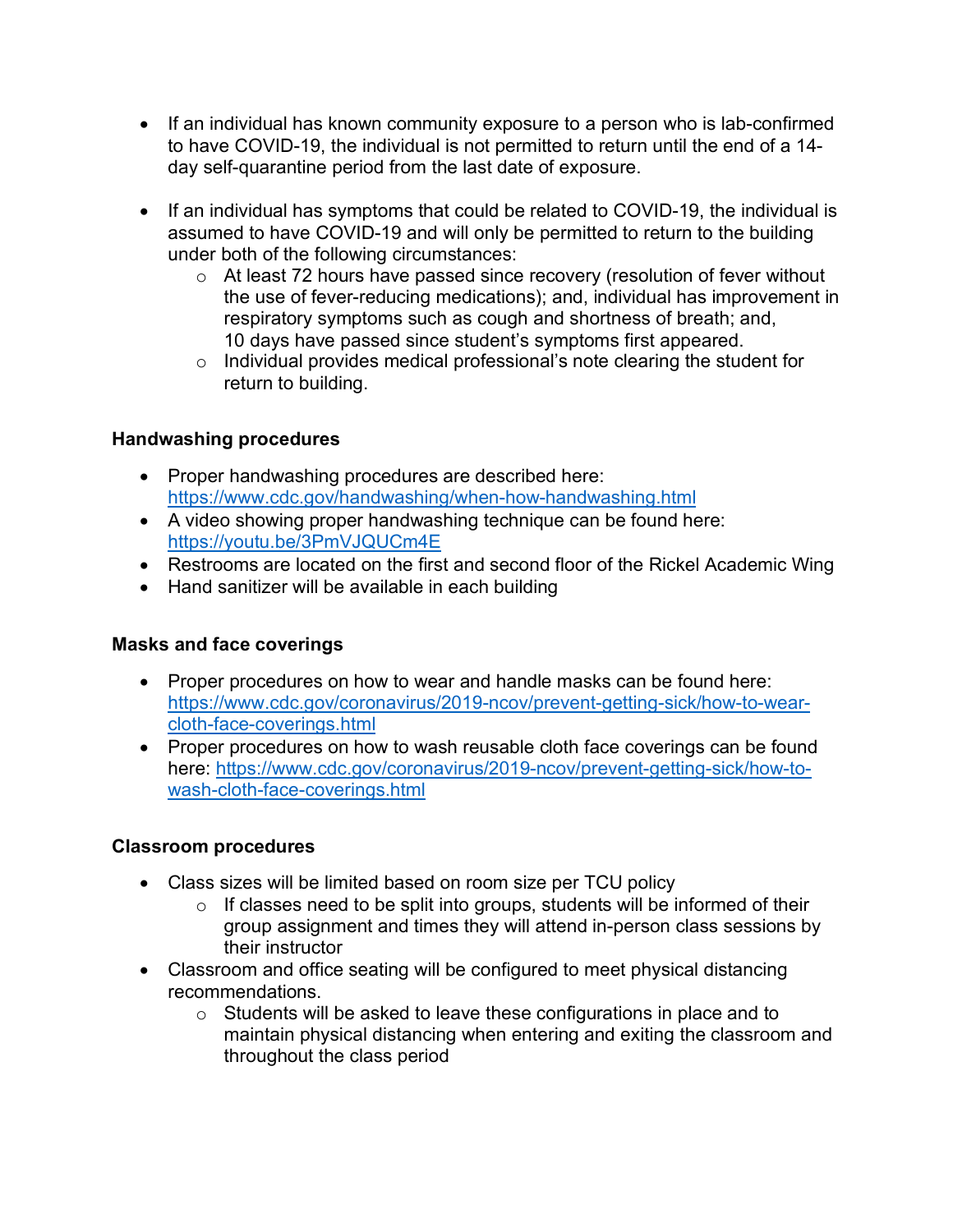- If an individual has known community exposure to a person who is lab-confirmed to have COVID-19, the individual is not permitted to return until the end of a 14-day self-quarantine period from the last date of exposure.

- If an individual has symptoms that could be related to COVID-19, the individual is assumed to have COVID-19 and will only be permitted to return to the building under both of the following circumstances:
  - At least 72 hours have passed since recovery (resolution of fever without the use of fever-reducing medications); and, individual has improvement in respiratory symptoms such as cough and shortness of breath; and, 10 days have passed since student's symptoms first appeared.
  - Individual provides medical professional's note clearing the student for return to building.

**Handwashing procedures**

- Proper handwashing procedures are described here: https://www.cdc.gov/handwashing/when-how-handwashing.html
- A video showing proper handwashing technique can be found here: https://youtu.be/3PmVJQUCm4E
- Restrooms are located on the first and second floor of the Rickel Academic Wing
- Hand sanitizer will be available in each building

**Masks and face coverings**

- Proper procedures on how to wear and handle masks can be found here: https://www.cdc.gov/coronavirus/2019-ncov/prevent-getting-sick/how-to-wear-cloth-face-coverings.html
- Proper procedures on how to wash reusable cloth face coverings can be found here: https://www.cdc.gov/coronavirus/2019-ncov/prevent-getting-sick/how-to-wash-cloth-face-coverings.html

**Classroom procedures**

- Class sizes will be limited based on room size per TCU policy
  - If classes need to be split into groups, students will be informed of their group assignment and times they will attend in-person class sessions by their instructor
- Classroom and office seating will be configured to meet physical distancing recommendations.
  - Students will be asked to leave these configurations in place and to maintain physical distancing when entering and exiting the classroom and throughout the class period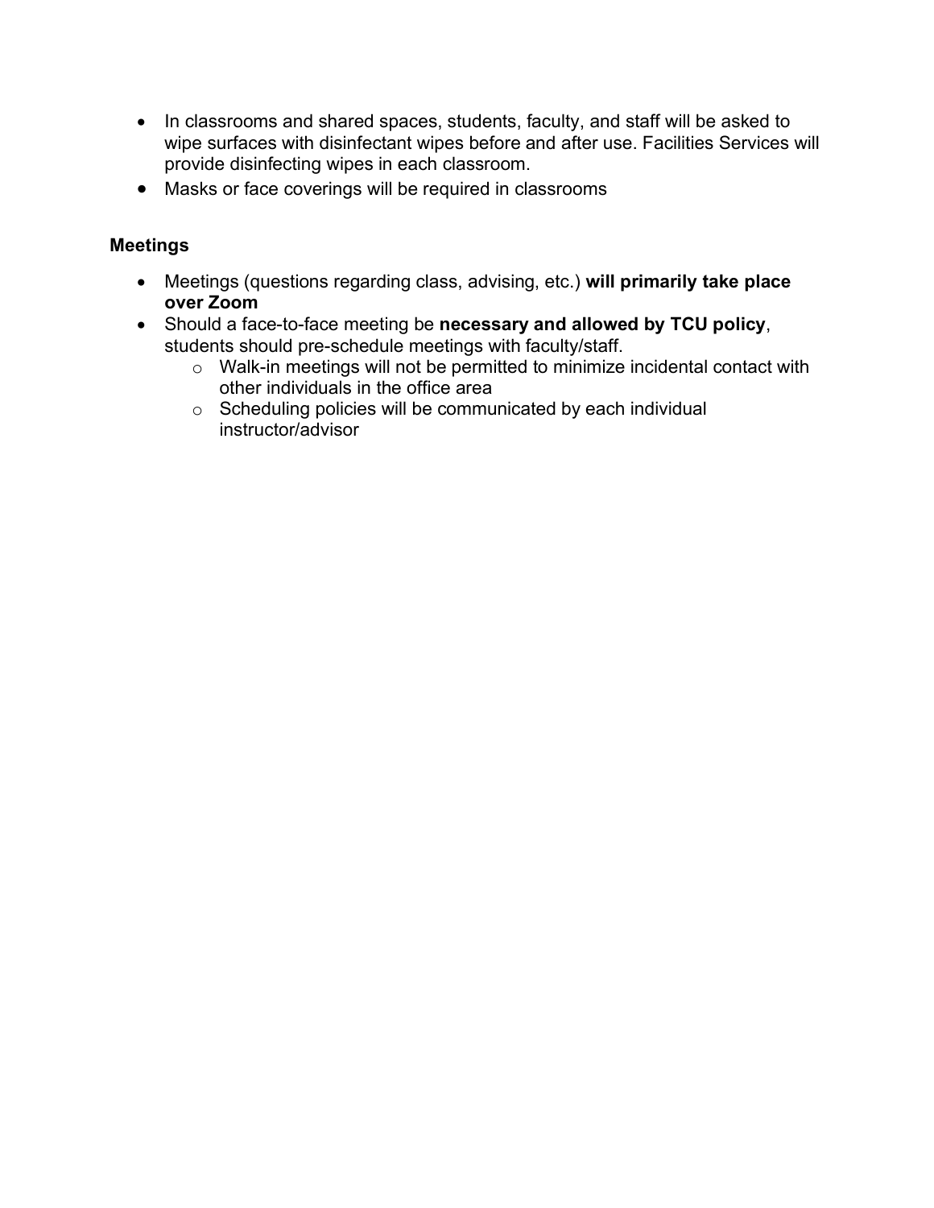- In classrooms and shared spaces, students, faculty, and staff will be asked to wipe surfaces with disinfectant wipes before and after use. Facilities Services will provide disinfecting wipes in each classroom.
- Masks or face coverings will be required in classrooms

**Meetings**

- Meetings (questions regarding class, advising, etc.) **will primarily take place over Zoom**
- Should a face-to-face meeting be **necessary and allowed by TCU policy**, students should pre-schedule meetings with faculty/staff.
    - Walk-in meetings will not be permitted to minimize incidental contact with other individuals in the office area
    - Scheduling policies will be communicated by each individual instructor/advisor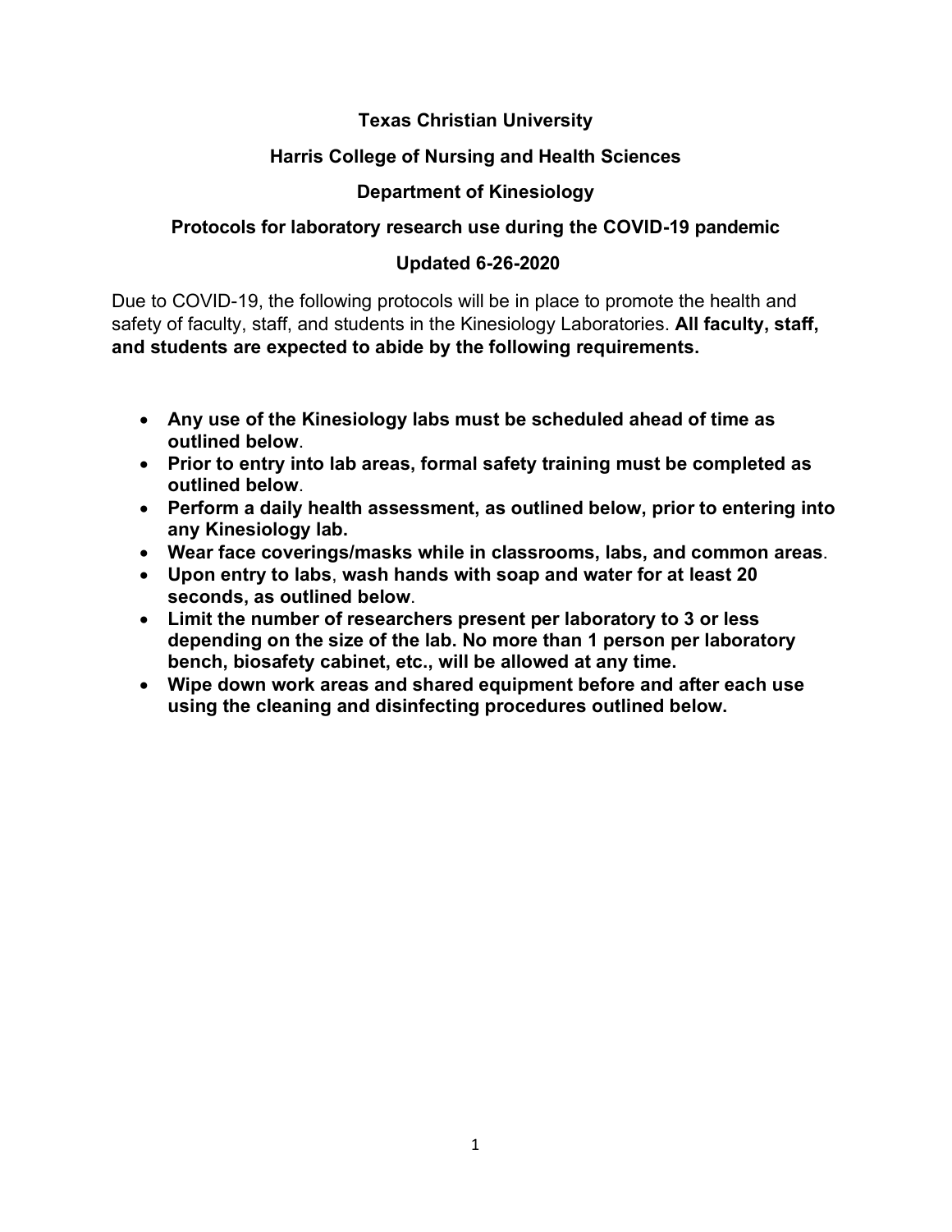**Texas Christian University**

**Harris College of Nursing and Health Sciences**

**Department of Kinesiology**

**Protocols for laboratory research use during the COVID-19 pandemic**

**Updated 6-26-2020**

Due to COVID-19, the following protocols will be in place to promote the health and safety of faculty, staff, and students in the Kinesiology Laboratories. **All faculty, staff, and students are expected to abide by the following requirements.**

- **Any use of the Kinesiology labs must be scheduled ahead of time as outlined below**.
- **Prior to entry into lab areas, formal safety training must be completed as outlined below**.
- **Perform a daily health assessment, as outlined below, prior to entering into any Kinesiology lab.**
- **Wear face coverings/masks while in classrooms, labs, and common areas**.
- **Upon entry to labs**, **wash hands with soap and water for at least 20 seconds, as outlined below**.
- **Limit the number of researchers present per laboratory to 3 or less depending on the size of the lab. No more than 1 person per laboratory bench, biosafety cabinet, etc., will be allowed at any time.**
- **Wipe down work areas and shared equipment before and after each use using the cleaning and disinfecting procedures outlined below.**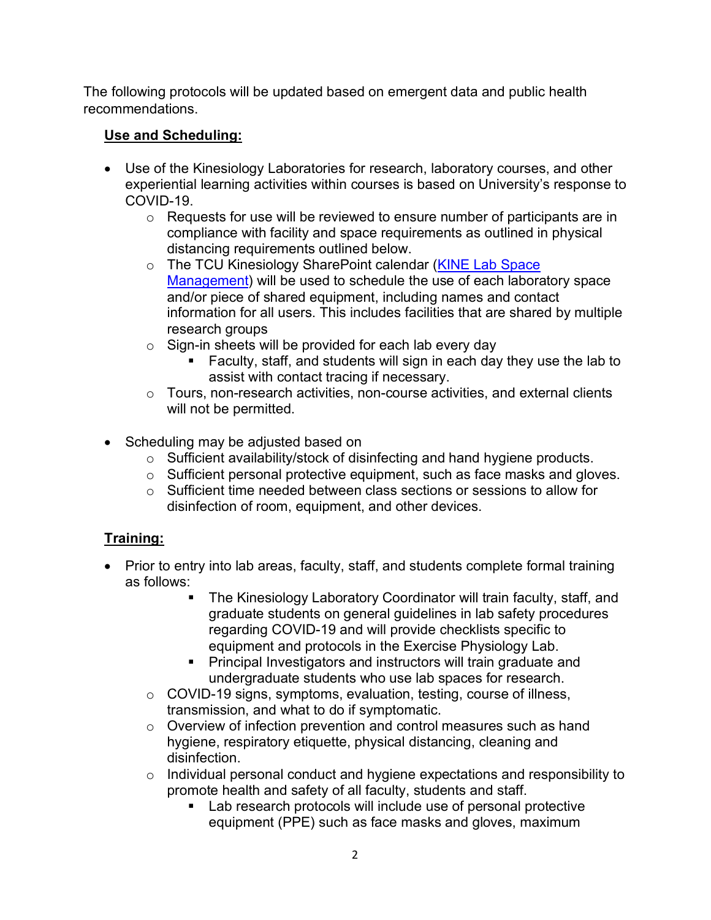The following protocols will be updated based on emergent data and public health recommendations.

**Use and Scheduling:**

- Use of the Kinesiology Laboratories for research, laboratory courses, and other experiential learning activities within courses is based on University's response to COVID-19.
  - Requests for use will be reviewed to ensure number of participants are in compliance with facility and space requirements as outlined in physical distancing requirements outlined below.
  - The TCU Kinesiology SharePoint calendar ([KINE Lab Space Management]) will be used to schedule the use of each laboratory space and/or piece of shared equipment, including names and contact information for all users. This includes facilities that are shared by multiple research groups
  - Sign-in sheets will be provided for each lab every day
    - Faculty, staff, and students will sign in each day they use the lab to assist with contact tracing if necessary.
  - Tours, non-research activities, non-course activities, and external clients will not be permitted.

- Scheduling may be adjusted based on
  - Sufficient availability/stock of disinfecting and hand hygiene products.
  - Sufficient personal protective equipment, such as face masks and gloves.
  - Sufficient time needed between class sections or sessions to allow for disinfection of room, equipment, and other devices.

**Training:**

- Prior to entry into lab areas, faculty, staff, and students complete formal training as follows:
    - The Kinesiology Laboratory Coordinator will train faculty, staff, and graduate students on general guidelines in lab safety procedures regarding COVID-19 and will provide checklists specific to equipment and protocols in the Exercise Physiology Lab.
    - Principal Investigators and instructors will train graduate and undergraduate students who use lab spaces for research.
  - COVID-19 signs, symptoms, evaluation, testing, course of illness, transmission, and what to do if symptomatic.
  - Overview of infection prevention and control measures such as hand hygiene, respiratory etiquette, physical distancing, cleaning and disinfection.
  - Individual personal conduct and hygiene expectations and responsibility to promote health and safety of all faculty, students and staff.
    - Lab research protocols will include use of personal protective equipment (PPE) such as face masks and gloves, maximum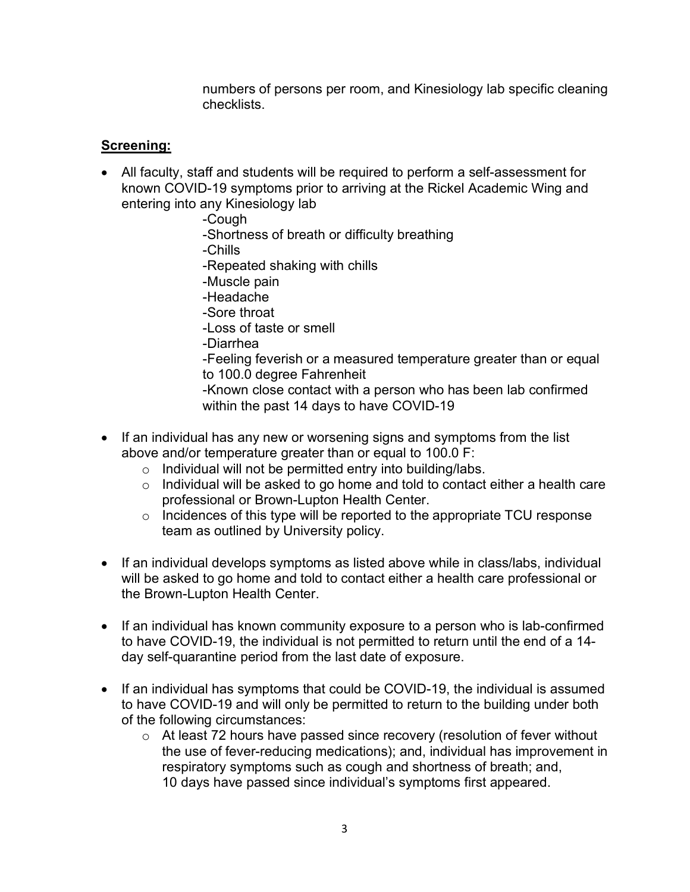numbers of persons per room, and Kinesiology lab specific cleaning checklists.

## Screening:

- All faculty, staff and students will be required to perform a self-assessment for known COVID-19 symptoms prior to arriving at the Rickel Academic Wing and entering into any Kinesiology lab
  - -Cough
  - -Shortness of breath or difficulty breathing
  - -Chills
  - -Repeated shaking with chills
  - -Muscle pain
  - -Headache
  - -Sore throat
  - -Loss of taste or smell
  - -Diarrhea
  - -Feeling feverish or a measured temperature greater than or equal to 100.0 degree Fahrenheit
  - -Known close contact with a person who has been lab confirmed within the past 14 days to have COVID-19

- If an individual has any new or worsening signs and symptoms from the list above and/or temperature greater than or equal to 100.0 F:
  - Individual will not be permitted entry into building/labs.
  - Individual will be asked to go home and told to contact either a health care professional or Brown-Lupton Health Center.
  - Incidences of this type will be reported to the appropriate TCU response team as outlined by University policy.

- If an individual develops symptoms as listed above while in class/labs, individual will be asked to go home and told to contact either a health care professional or the Brown-Lupton Health Center.

- If an individual has known community exposure to a person who is lab-confirmed to have COVID-19, the individual is not permitted to return until the end of a 14-day self-quarantine period from the last date of exposure.

- If an individual has symptoms that could be COVID-19, the individual is assumed to have COVID-19 and will only be permitted to return to the building under both of the following circumstances:
  - At least 72 hours have passed since recovery (resolution of fever without the use of fever-reducing medications); and, individual has improvement in respiratory symptoms such as cough and shortness of breath; and, 10 days have passed since individual's symptoms first appeared.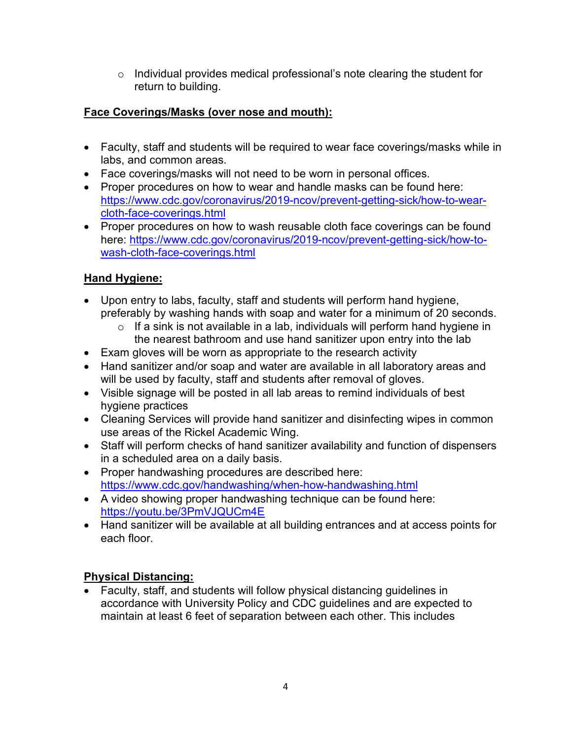- Individual provides medical professional's note clearing the student for return to building.

**Face Coverings/Masks (over nose and mouth):**

- Faculty, staff and students will be required to wear face coverings/masks while in labs, and common areas.
- Face coverings/masks will not need to be worn in personal offices.
- Proper procedures on how to wear and handle masks can be found here: https://www.cdc.gov/coronavirus/2019-ncov/prevent-getting-sick/how-to-wear-cloth-face-coverings.html
- Proper procedures on how to wash reusable cloth face coverings can be found here: https://www.cdc.gov/coronavirus/2019-ncov/prevent-getting-sick/how-to-wash-cloth-face-coverings.html

**Hand Hygiene:**

- Upon entry to labs, faculty, staff and students will perform hand hygiene, preferably by washing hands with soap and water for a minimum of 20 seconds.
  - If a sink is not available in a lab, individuals will perform hand hygiene in the nearest bathroom and use hand sanitizer upon entry into the lab
- Exam gloves will be worn as appropriate to the research activity
- Hand sanitizer and/or soap and water are available in all laboratory areas and will be used by faculty, staff and students after removal of gloves.
- Visible signage will be posted in all lab areas to remind individuals of best hygiene practices
- Cleaning Services will provide hand sanitizer and disinfecting wipes in common use areas of the Rickel Academic Wing.
- Staff will perform checks of hand sanitizer availability and function of dispensers in a scheduled area on a daily basis.
- Proper handwashing procedures are described here: https://www.cdc.gov/handwashing/when-how-handwashing.html
- A video showing proper handwashing technique can be found here: https://youtu.be/3PmVJQUCm4E
- Hand sanitizer will be available at all building entrances and at access points for each floor.

**Physical Distancing:**

- Faculty, staff, and students will follow physical distancing guidelines in accordance with University Policy and CDC guidelines and are expected to maintain at least 6 feet of separation between each other. This includes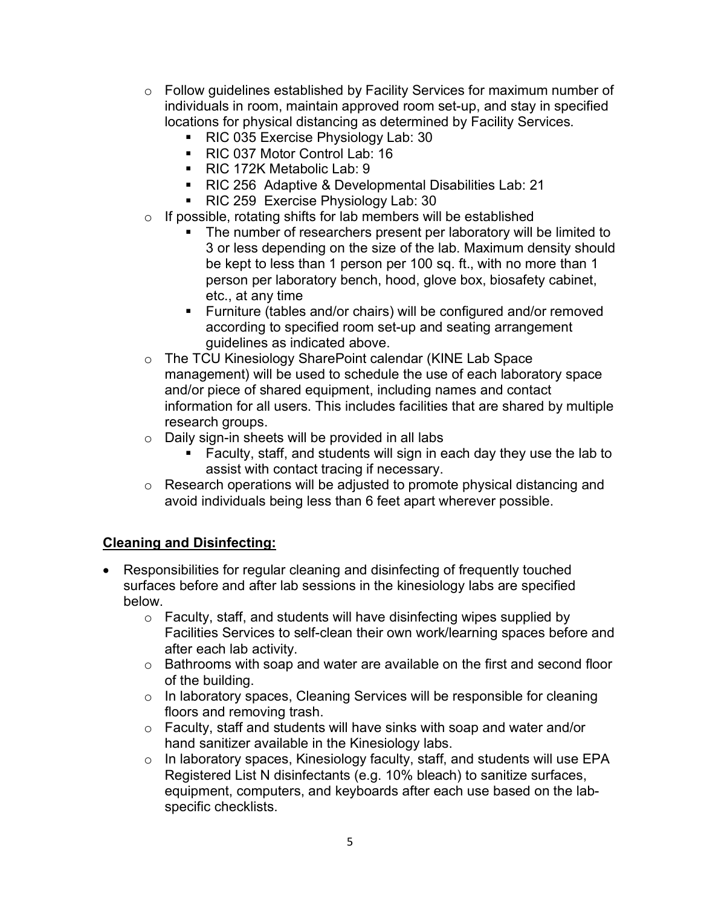- Follow guidelines established by Facility Services for maximum number of individuals in room, maintain approved room set-up, and stay in specified locations for physical distancing as determined by Facility Services.
    - RIC 035 Exercise Physiology Lab: 30
    - RIC 037 Motor Control Lab: 16
    - RIC 172K Metabolic Lab: 9
    - RIC 256 Adaptive & Developmental Disabilities Lab: 21
    - RIC 259 Exercise Physiology Lab: 30
- If possible, rotating shifts for lab members will be established
    - The number of researchers present per laboratory will be limited to 3 or less depending on the size of the lab. Maximum density should be kept to less than 1 person per 100 sq. ft., with no more than 1 person per laboratory bench, hood, glove box, biosafety cabinet, etc., at any time
    - Furniture (tables and/or chairs) will be configured and/or removed according to specified room set-up and seating arrangement guidelines as indicated above.
- The TCU Kinesiology SharePoint calendar (KINE Lab Space management) will be used to schedule the use of each laboratory space and/or piece of shared equipment, including names and contact information for all users. This includes facilities that are shared by multiple research groups.
- Daily sign-in sheets will be provided in all labs
    - Faculty, staff, and students will sign in each day they use the lab to assist with contact tracing if necessary.
- Research operations will be adjusted to promote physical distancing and avoid individuals being less than 6 feet apart wherever possible.

**Cleaning and Disinfecting:**

- Responsibilities for regular cleaning and disinfecting of frequently touched surfaces before and after lab sessions in the kinesiology labs are specified below.
    - Faculty, staff, and students will have disinfecting wipes supplied by Facilities Services to self-clean their own work/learning spaces before and after each lab activity.
    - Bathrooms with soap and water are available on the first and second floor of the building.
    - In laboratory spaces, Cleaning Services will be responsible for cleaning floors and removing trash.
    - Faculty, staff and students will have sinks with soap and water and/or hand sanitizer available in the Kinesiology labs.
    - In laboratory spaces, Kinesiology faculty, staff, and students will use EPA Registered List N disinfectants (e.g. 10% bleach) to sanitize surfaces, equipment, computers, and keyboards after each use based on the lab-specific checklists.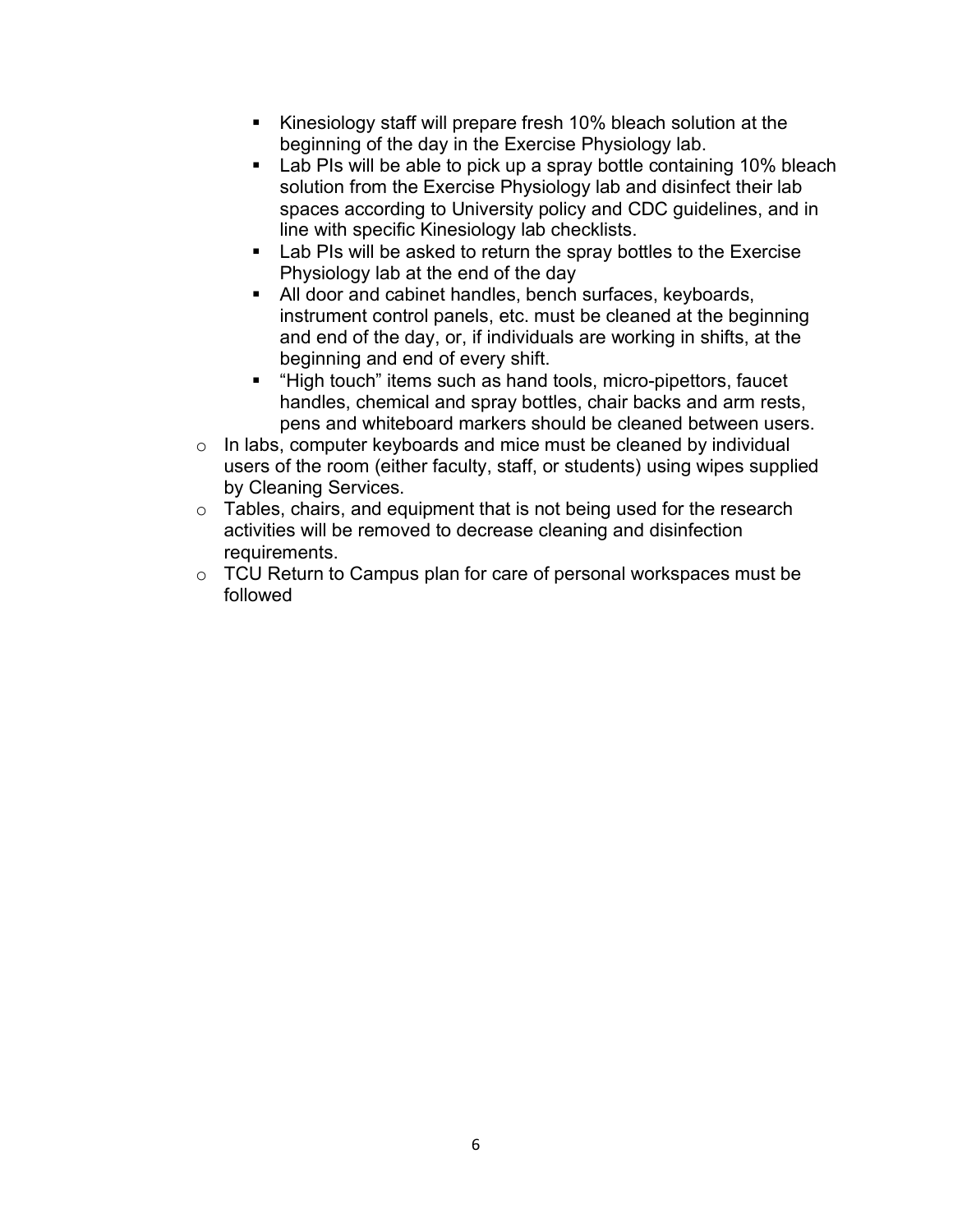- Kinesiology staff will prepare fresh 10% bleach solution at the beginning of the day in the Exercise Physiology lab.
    - Lab PIs will be able to pick up a spray bottle containing 10% bleach solution from the Exercise Physiology lab and disinfect their lab spaces according to University policy and CDC guidelines, and in line with specific Kinesiology lab checklists.
    - Lab PIs will be asked to return the spray bottles to the Exercise Physiology lab at the end of the day
    - All door and cabinet handles, bench surfaces, keyboards, instrument control panels, etc. must be cleaned at the beginning and end of the day, or, if individuals are working in shifts, at the beginning and end of every shift.
    - "High touch" items such as hand tools, micro-pipettors, faucet handles, chemical and spray bottles, chair backs and arm rests, pens and whiteboard markers should be cleaned between users.
  - In labs, computer keyboards and mice must be cleaned by individual users of the room (either faculty, staff, or students) using wipes supplied by Cleaning Services.
  - Tables, chairs, and equipment that is not being used for the research activities will be removed to decrease cleaning and disinfection requirements.
  - TCU Return to Campus plan for care of personal workspaces must be followed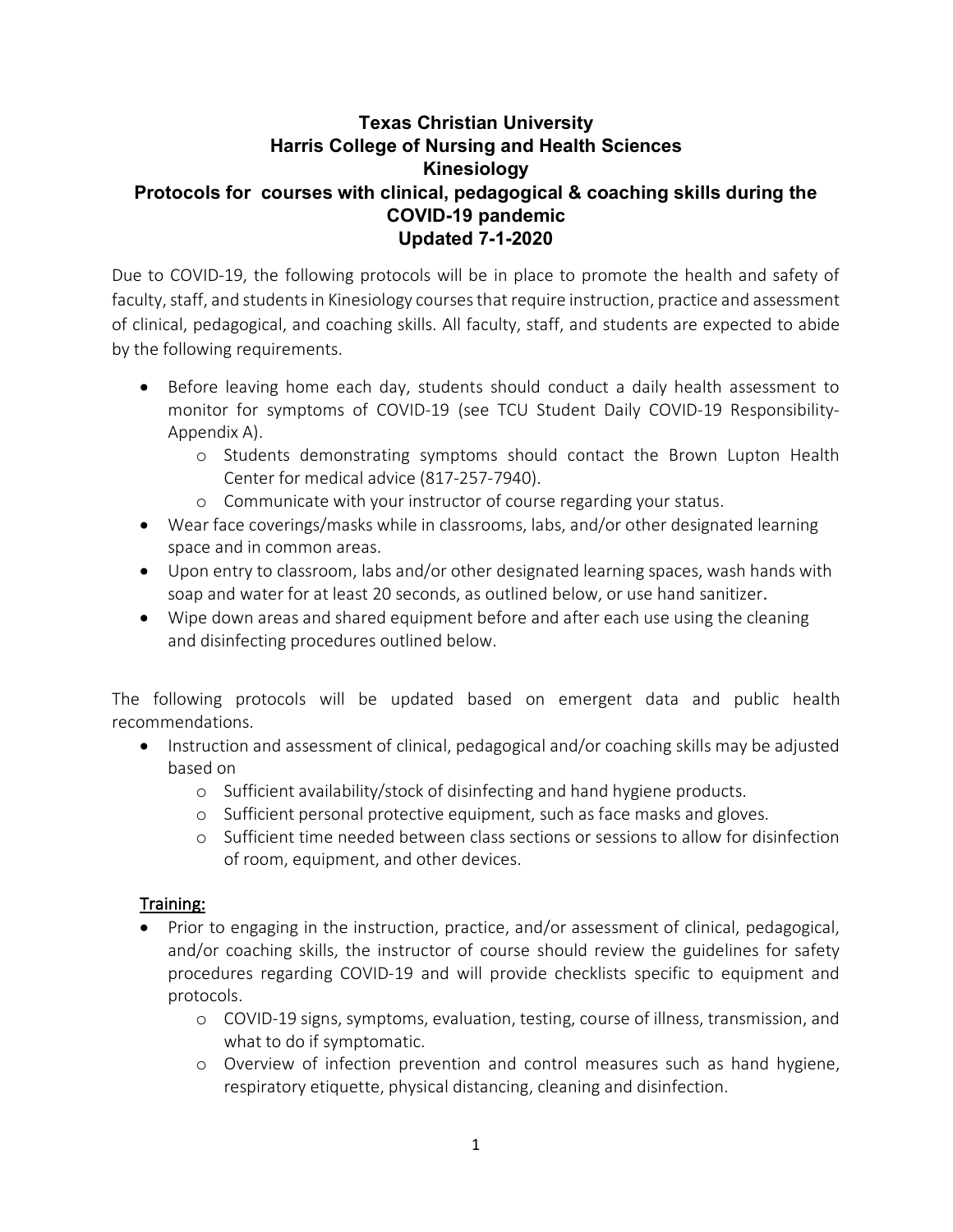# Texas Christian University
## Harris College of Nursing and Health Sciences
## Kinesiology
## Protocols for courses with clinical, pedagogical & coaching skills during the COVID-19 pandemic
## Updated 7-1-2020

Due to COVID-19, the following protocols will be in place to promote the health and safety of faculty, staff, and students in Kinesiology courses that require instruction, practice and assessment of clinical, pedagogical, and coaching skills. All faculty, staff, and students are expected to abide by the following requirements.

- Before leaving home each day, students should conduct a daily health assessment to monitor for symptoms of COVID-19 (see TCU Student Daily COVID-19 Responsibility-Appendix A).
    - Students demonstrating symptoms should contact the Brown Lupton Health Center for medical advice (817-257-7940).
    - Communicate with your instructor of course regarding your status.
- Wear face coverings/masks while in classrooms, labs, and/or other designated learning space and in common areas.
- Upon entry to classroom, labs and/or other designated learning spaces, wash hands with soap and water for at least 20 seconds, as outlined below, or use hand sanitizer.
- Wipe down areas and shared equipment before and after each use using the cleaning and disinfecting procedures outlined below.

The following protocols will be updated based on emergent data and public health recommendations.

- Instruction and assessment of clinical, pedagogical and/or coaching skills may be adjusted based on
    - Sufficient availability/stock of disinfecting and hand hygiene products.
    - Sufficient personal protective equipment, such as face masks and gloves.
    - Sufficient time needed between class sections or sessions to allow for disinfection of room, equipment, and other devices.

### Training:

- Prior to engaging in the instruction, practice, and/or assessment of clinical, pedagogical, and/or coaching skills, the instructor of course should review the guidelines for safety procedures regarding COVID-19 and will provide checklists specific to equipment and protocols.
    - COVID-19 signs, symptoms, evaluation, testing, course of illness, transmission, and what to do if symptomatic.
    - Overview of infection prevention and control measures such as hand hygiene, respiratory etiquette, physical distancing, cleaning and disinfection.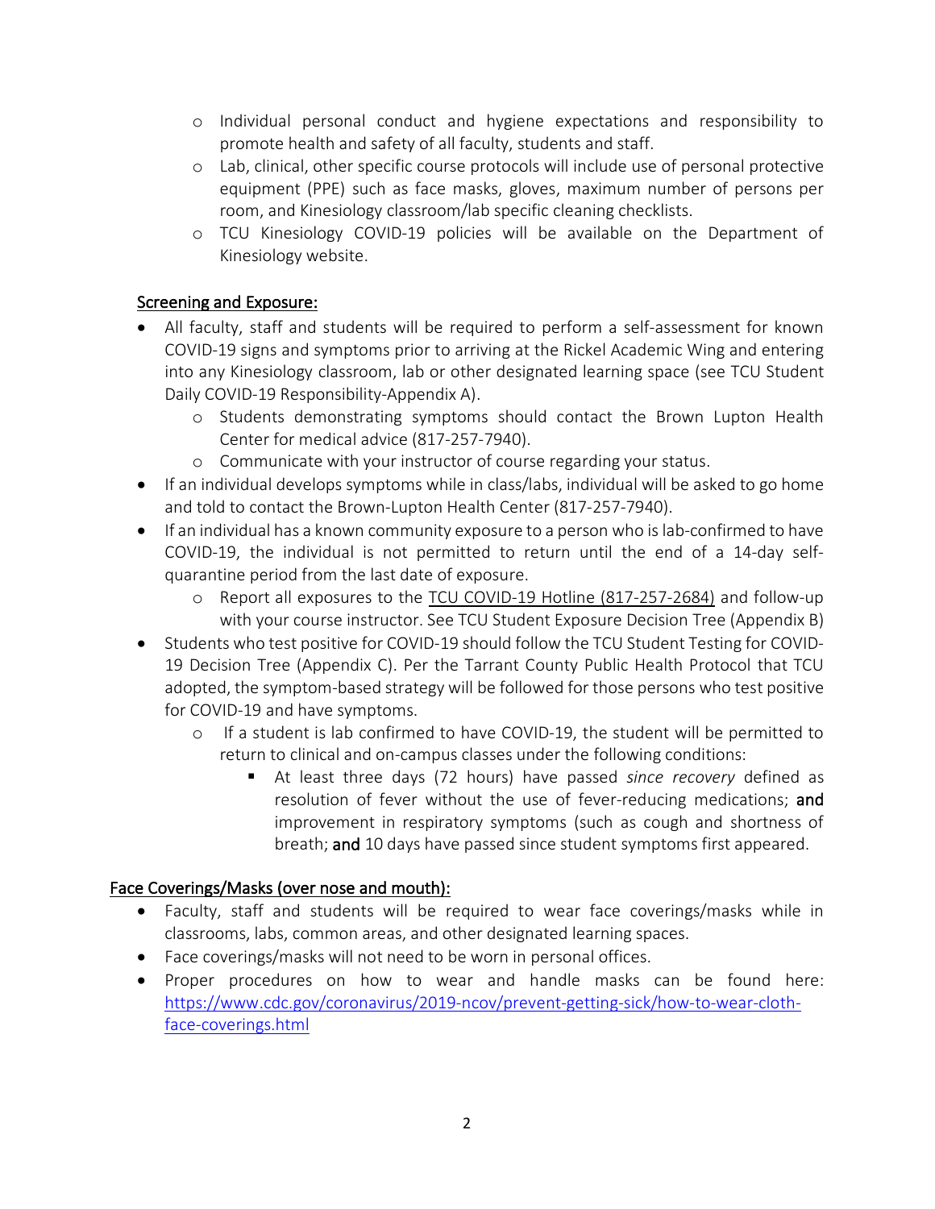- Individual personal conduct and hygiene expectations and responsibility to promote health and safety of all faculty, students and staff.
- Lab, clinical, other specific course protocols will include use of personal protective equipment (PPE) such as face masks, gloves, maximum number of persons per room, and Kinesiology classroom/lab specific cleaning checklists.
- TCU Kinesiology COVID-19 policies will be available on the Department of Kinesiology website.

## Screening and Exposure:

- All faculty, staff and students will be required to perform a self-assessment for known COVID-19 signs and symptoms prior to arriving at the Rickel Academic Wing and entering into any Kinesiology classroom, lab or other designated learning space (see TCU Student Daily COVID-19 Responsibility-Appendix A).
    - Students demonstrating symptoms should contact the Brown Lupton Health Center for medical advice (817-257-7940).
    - Communicate with your instructor of course regarding your status.
- If an individual develops symptoms while in class/labs, individual will be asked to go home and told to contact the Brown-Lupton Health Center (817-257-7940).
- If an individual has a known community exposure to a person who is lab-confirmed to have COVID-19, the individual is not permitted to return until the end of a 14-day self-quarantine period from the last date of exposure.
    - Report all exposures to the TCU COVID-19 Hotline (817-257-2684) and follow-up with your course instructor. See TCU Student Exposure Decision Tree (Appendix B)
- Students who test positive for COVID-19 should follow the TCU Student Testing for COVID-19 Decision Tree (Appendix C). Per the Tarrant County Public Health Protocol that TCU adopted, the symptom-based strategy will be followed for those persons who test positive for COVID-19 and have symptoms.
    - If a student is lab confirmed to have COVID-19, the student will be permitted to return to clinical and on-campus classes under the following conditions:
        - At least three days (72 hours) have passed *since recovery* defined as resolution of fever without the use of fever-reducing medications; **and** improvement in respiratory symptoms (such as cough and shortness of breath; **and** 10 days have passed since student symptoms first appeared.

## Face Coverings/Masks (over nose and mouth):

- Faculty, staff and students will be required to wear face coverings/masks while in classrooms, labs, common areas, and other designated learning spaces.
- Face coverings/masks will not need to be worn in personal offices.
- Proper procedures on how to wear and handle masks can be found here: https://www.cdc.gov/coronavirus/2019-ncov/prevent-getting-sick/how-to-wear-cloth-face-coverings.html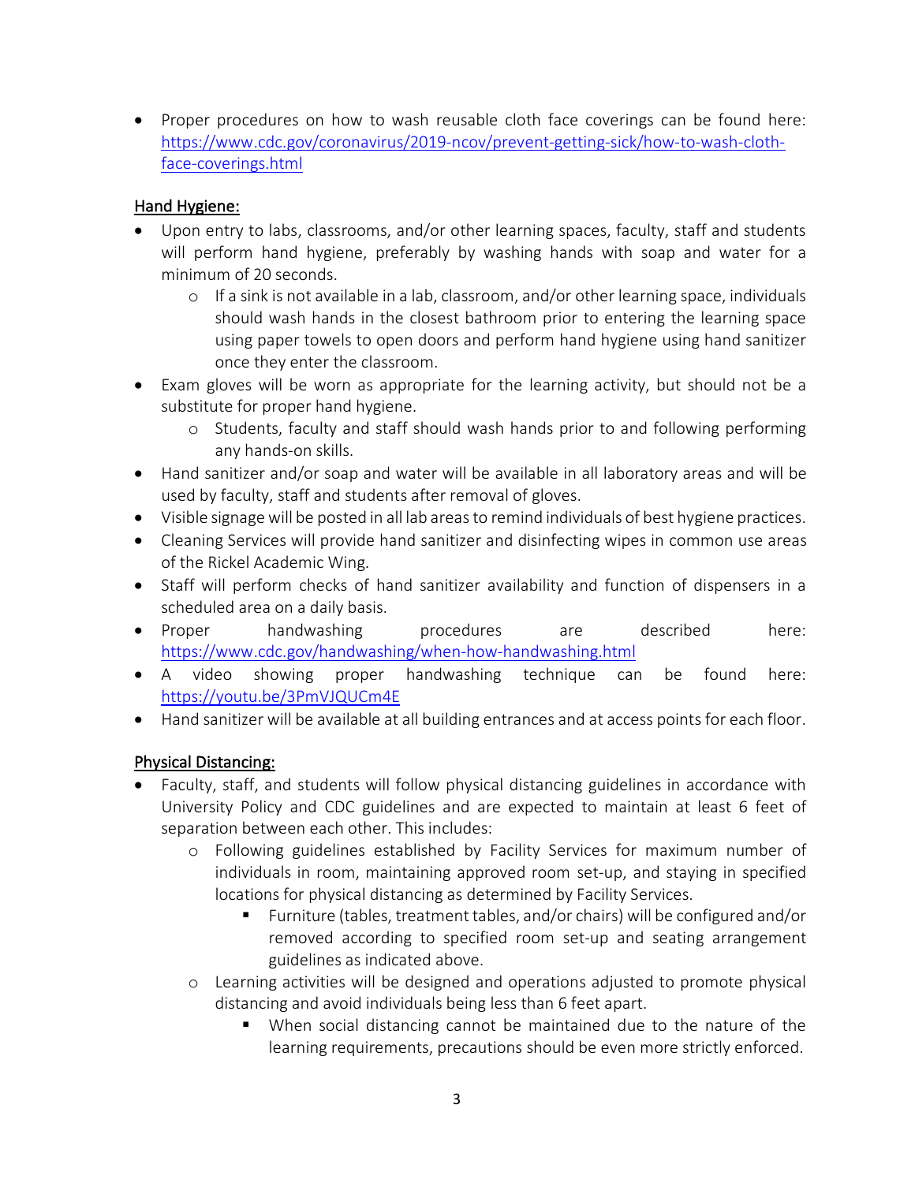- Proper procedures on how to wash reusable cloth face coverings can be found here: https://www.cdc.gov/coronavirus/2019-ncov/prevent-getting-sick/how-to-wash-cloth-face-coverings.html

<u>Hand Hygiene:</u>

- Upon entry to labs, classrooms, and/or other learning spaces, faculty, staff and students will perform hand hygiene, preferably by washing hands with soap and water for a minimum of 20 seconds.
    - If a sink is not available in a lab, classroom, and/or other learning space, individuals should wash hands in the closest bathroom prior to entering the learning space using paper towels to open doors and perform hand hygiene using hand sanitizer once they enter the classroom.
- Exam gloves will be worn as appropriate for the learning activity, but should not be a substitute for proper hand hygiene.
    - Students, faculty and staff should wash hands prior to and following performing any hands-on skills.
- Hand sanitizer and/or soap and water will be available in all laboratory areas and will be used by faculty, staff and students after removal of gloves.
- Visible signage will be posted in all lab areas to remind individuals of best hygiene practices.
- Cleaning Services will provide hand sanitizer and disinfecting wipes in common use areas of the Rickel Academic Wing.
- Staff will perform checks of hand sanitizer availability and function of dispensers in a scheduled area on a daily basis.
- Proper handwashing procedures are described here: https://www.cdc.gov/handwashing/when-how-handwashing.html
- A video showing proper handwashing technique can be found here: https://youtu.be/3PmVJQUCm4E
- Hand sanitizer will be available at all building entrances and at access points for each floor.

<u>Physical Distancing:</u>

- Faculty, staff, and students will follow physical distancing guidelines in accordance with University Policy and CDC guidelines and are expected to maintain at least 6 feet of separation between each other. This includes:
    - Following guidelines established by Facility Services for maximum number of individuals in room, maintaining approved room set-up, and staying in specified locations for physical distancing as determined by Facility Services.
        - Furniture (tables, treatment tables, and/or chairs) will be configured and/or removed according to specified room set-up and seating arrangement guidelines as indicated above.
    - Learning activities will be designed and operations adjusted to promote physical distancing and avoid individuals being less than 6 feet apart.
        - When social distancing cannot be maintained due to the nature of the learning requirements, precautions should be even more strictly enforced.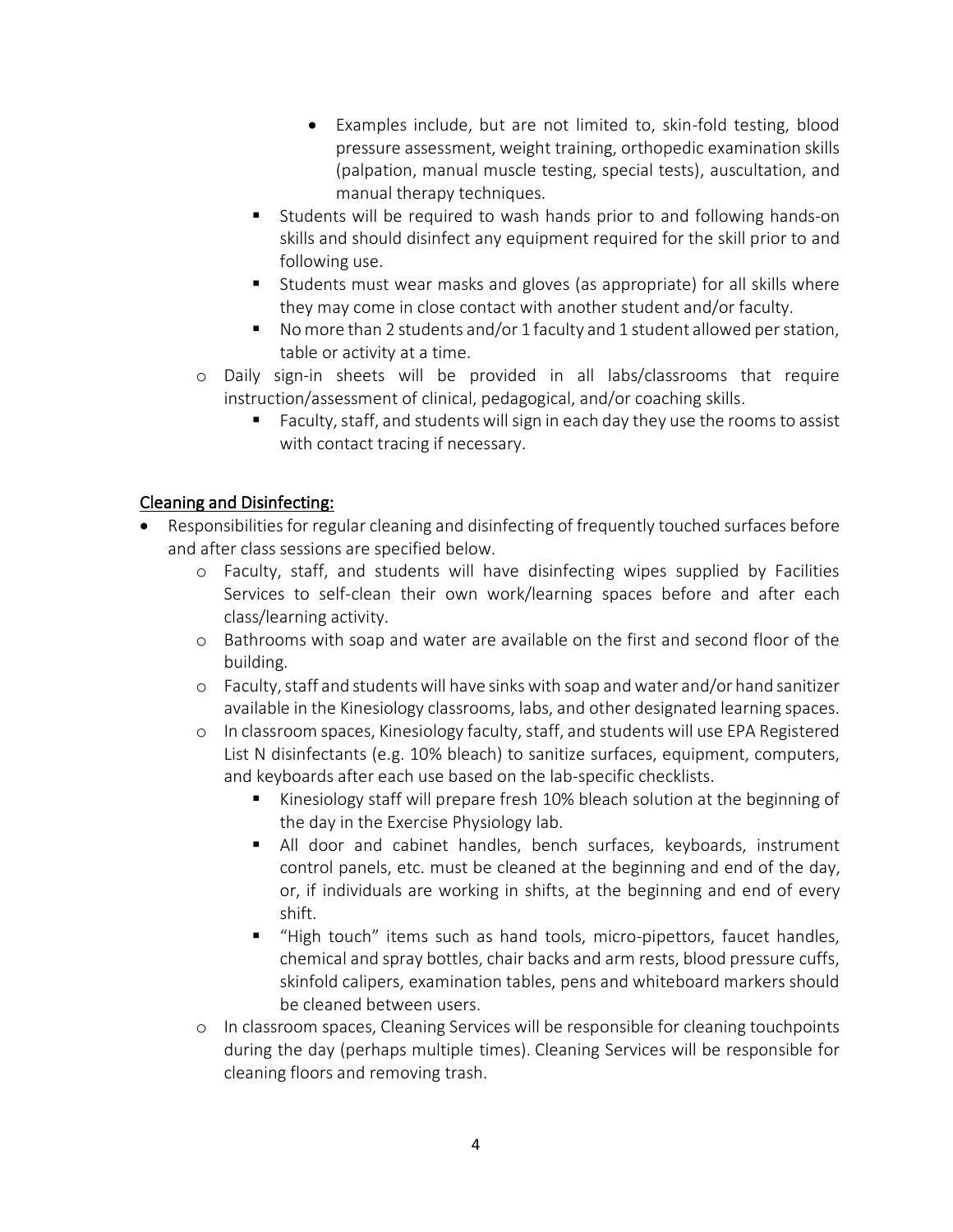- Examples include, but are not limited to, skin-fold testing, blood pressure assessment, weight training, orthopedic examination skills (palpation, manual muscle testing, special tests), auscultation, and manual therapy techniques.
        - Students will be required to wash hands prior to and following hands-on skills and should disinfect any equipment required for the skill prior to and following use.
        - Students must wear masks and gloves (as appropriate) for all skills where they may come in close contact with another student and/or faculty.
        - No more than 2 students and/or 1 faculty and 1 student allowed per station, table or activity at a time.
    - Daily sign-in sheets will be provided in all labs/classrooms that require instruction/assessment of clinical, pedagogical, and/or coaching skills.
        - Faculty, staff, and students will sign in each day they use the rooms to assist with contact tracing if necessary.

## Cleaning and Disinfecting:

- Responsibilities for regular cleaning and disinfecting of frequently touched surfaces before and after class sessions are specified below.
    - Faculty, staff, and students will have disinfecting wipes supplied by Facilities Services to self-clean their own work/learning spaces before and after each class/learning activity.
    - Bathrooms with soap and water are available on the first and second floor of the building.
    - Faculty, staff and students will have sinks with soap and water and/or hand sanitizer available in the Kinesiology classrooms, labs, and other designated learning spaces.
    - In classroom spaces, Kinesiology faculty, staff, and students will use EPA Registered List N disinfectants (e.g. 10% bleach) to sanitize surfaces, equipment, computers, and keyboards after each use based on the lab-specific checklists.
        - Kinesiology staff will prepare fresh 10% bleach solution at the beginning of the day in the Exercise Physiology lab.
        - All door and cabinet handles, bench surfaces, keyboards, instrument control panels, etc. must be cleaned at the beginning and end of the day, or, if individuals are working in shifts, at the beginning and end of every shift.
        - "High touch" items such as hand tools, micro-pipettors, faucet handles, chemical and spray bottles, chair backs and arm rests, blood pressure cuffs, skinfold calipers, examination tables, pens and whiteboard markers should be cleaned between users.
    - In classroom spaces, Cleaning Services will be responsible for cleaning touchpoints during the day (perhaps multiple times). Cleaning Services will be responsible for cleaning floors and removing trash.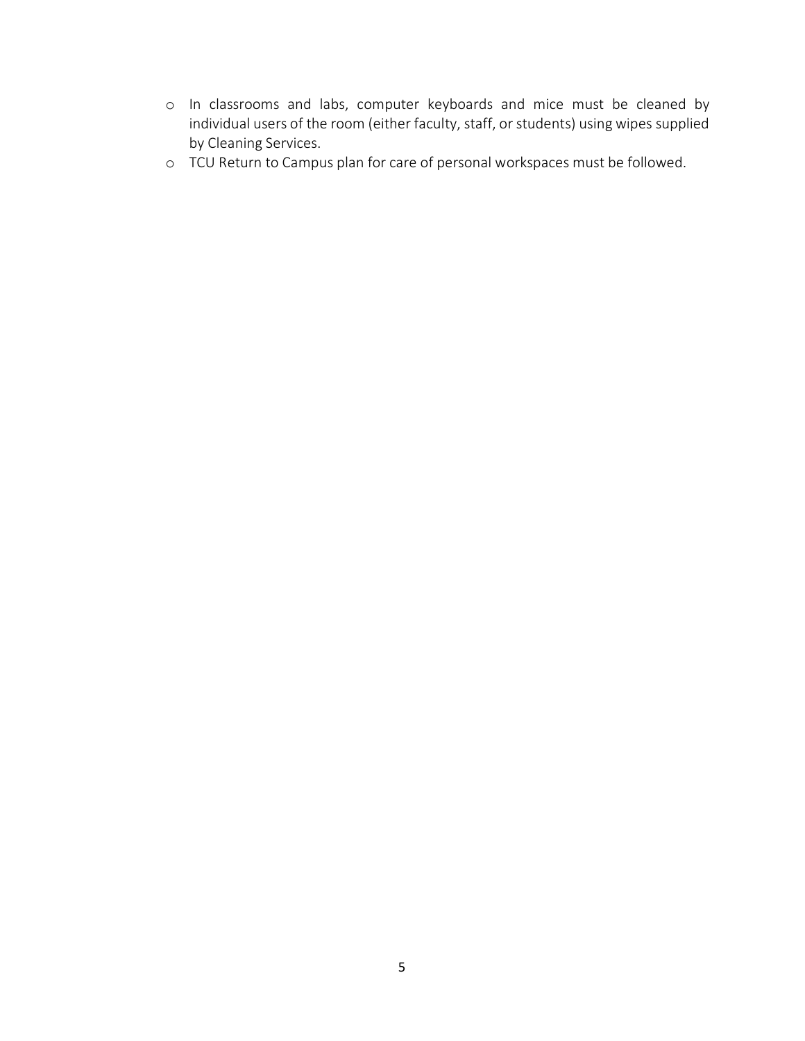- In classrooms and labs, computer keyboards and mice must be cleaned by individual users of the room (either faculty, staff, or students) using wipes supplied by Cleaning Services.
- TCU Return to Campus plan for care of personal workspaces must be followed.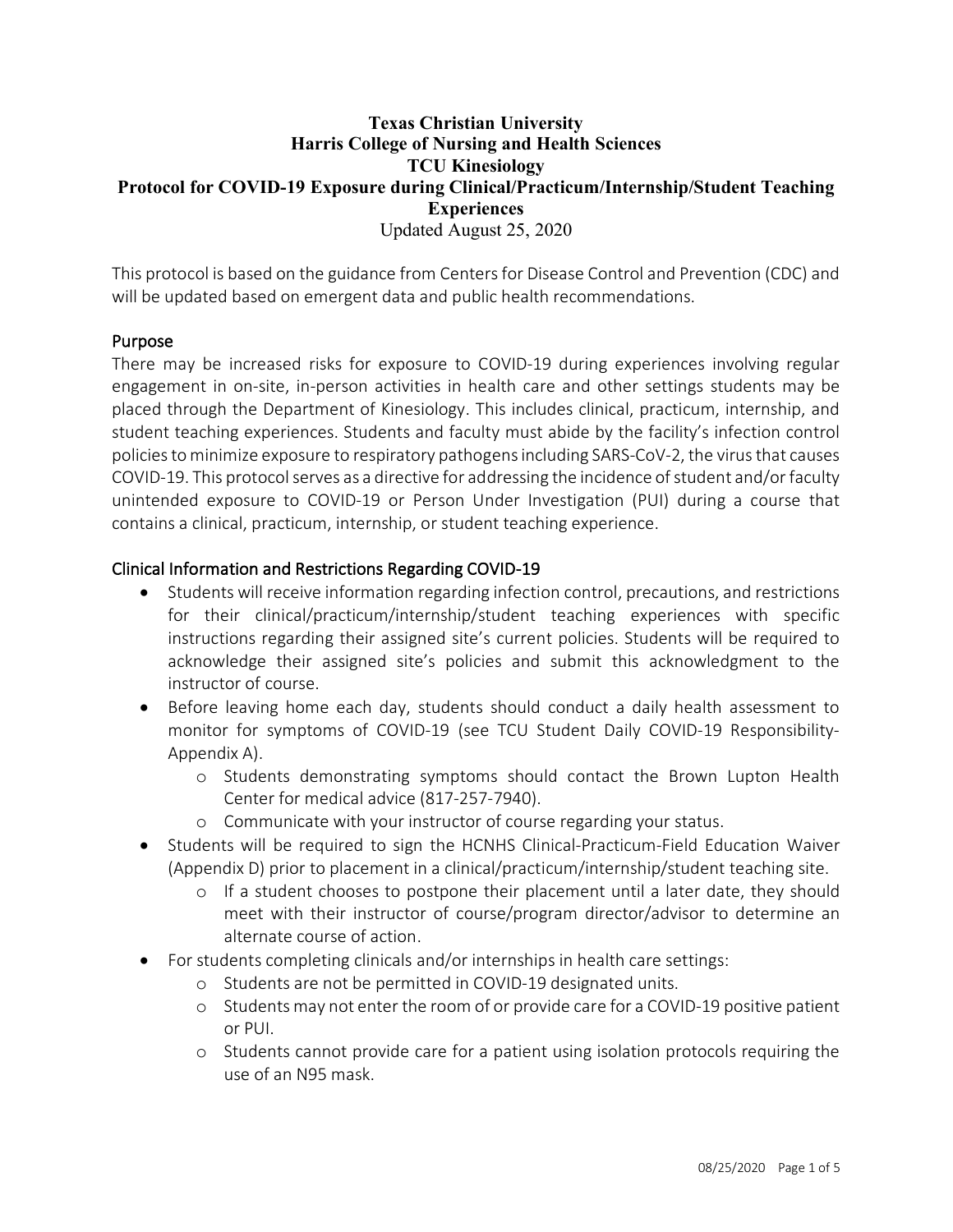# Texas Christian University
# Harris College of Nursing and Health Sciences
# TCU Kinesiology
# Protocol for COVID-19 Exposure during Clinical/Practicum/Internship/Student Teaching Experiences

Updated August 25, 2020

This protocol is based on the guidance from Centers for Disease Control and Prevention (CDC) and will be updated based on emergent data and public health recommendations.

## Purpose

There may be increased risks for exposure to COVID-19 during experiences involving regular engagement in on-site, in-person activities in health care and other settings students may be placed through the Department of Kinesiology. This includes clinical, practicum, internship, and student teaching experiences. Students and faculty must abide by the facility's infection control policies to minimize exposure to respiratory pathogens including SARS-CoV-2, the virus that causes COVID-19. This protocol serves as a directive for addressing the incidence of student and/or faculty unintended exposure to COVID-19 or Person Under Investigation (PUI) during a course that contains a clinical, practicum, internship, or student teaching experience.

## Clinical Information and Restrictions Regarding COVID-19

- Students will receive information regarding infection control, precautions, and restrictions for their clinical/practicum/internship/student teaching experiences with specific instructions regarding their assigned site's current policies. Students will be required to acknowledge their assigned site's policies and submit this acknowledgment to the instructor of course.
- Before leaving home each day, students should conduct a daily health assessment to monitor for symptoms of COVID-19 (see TCU Student Daily COVID-19 Responsibility-Appendix A).
  - Students demonstrating symptoms should contact the Brown Lupton Health Center for medical advice (817-257-7940).
  - Communicate with your instructor of course regarding your status.
- Students will be required to sign the HCNHS Clinical-Practicum-Field Education Waiver (Appendix D) prior to placement in a clinical/practicum/internship/student teaching site.
  - If a student chooses to postpone their placement until a later date, they should meet with their instructor of course/program director/advisor to determine an alternate course of action.
- For students completing clinicals and/or internships in health care settings:
  - Students are not be permitted in COVID-19 designated units.
  - Students may not enter the room of or provide care for a COVID-19 positive patient or PUI.
  - Students cannot provide care for a patient using isolation protocols requiring the use of an N95 mask.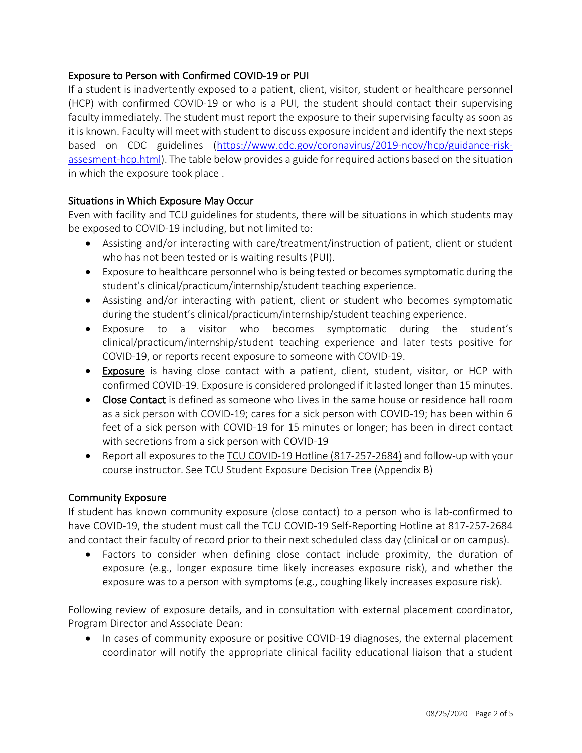## Exposure to Person with Confirmed COVID-19 or PUI

If a student is inadvertently exposed to a patient, client, visitor, student or healthcare personnel (HCP) with confirmed COVID-19 or who is a PUI, the student should contact their supervising faculty immediately. The student must report the exposure to their supervising faculty as soon as it is known. Faculty will meet with student to discuss exposure incident and identify the next steps based on CDC guidelines (https://www.cdc.gov/coronavirus/2019-ncov/hcp/guidance-risk-assesment-hcp.html). The table below provides a guide for required actions based on the situation in which the exposure took place .

## Situations in Which Exposure May Occur

Even with facility and TCU guidelines for students, there will be situations in which students may be exposed to COVID-19 including, but not limited to:

- Assisting and/or interacting with care/treatment/instruction of patient, client or student who has not been tested or is waiting results (PUI).
- Exposure to healthcare personnel who is being tested or becomes symptomatic during the student's clinical/practicum/internship/student teaching experience.
- Assisting and/or interacting with patient, client or student who becomes symptomatic during the student's clinical/practicum/internship/student teaching experience.
- Exposure to a visitor who becomes symptomatic during the student's clinical/practicum/internship/student teaching experience and later tests positive for COVID-19, or reports recent exposure to someone with COVID-19.
- **Exposure** is having close contact with a patient, client, student, visitor, or HCP with confirmed COVID-19. Exposure is considered prolonged if it lasted longer than 15 minutes.
- **Close Contact** is defined as someone who Lives in the same house or residence hall room as a sick person with COVID-19; cares for a sick person with COVID-19; has been within 6 feet of a sick person with COVID-19 for 15 minutes or longer; has been in direct contact with secretions from a sick person with COVID-19
- Report all exposures to the TCU COVID-19 Hotline (817-257-2684) and follow-up with your course instructor. See TCU Student Exposure Decision Tree (Appendix B)

## Community Exposure

If student has known community exposure (close contact) to a person who is lab-confirmed to have COVID-19, the student must call the TCU COVID-19 Self-Reporting Hotline at 817-257-2684 and contact their faculty of record prior to their next scheduled class day (clinical or on campus).

- Factors to consider when defining close contact include proximity, the duration of exposure (e.g., longer exposure time likely increases exposure risk), and whether the exposure was to a person with symptoms (e.g., coughing likely increases exposure risk).

Following review of exposure details, and in consultation with external placement coordinator, Program Director and Associate Dean:

- In cases of community exposure or positive COVID-19 diagnoses, the external placement coordinator will notify the appropriate clinical facility educational liaison that a student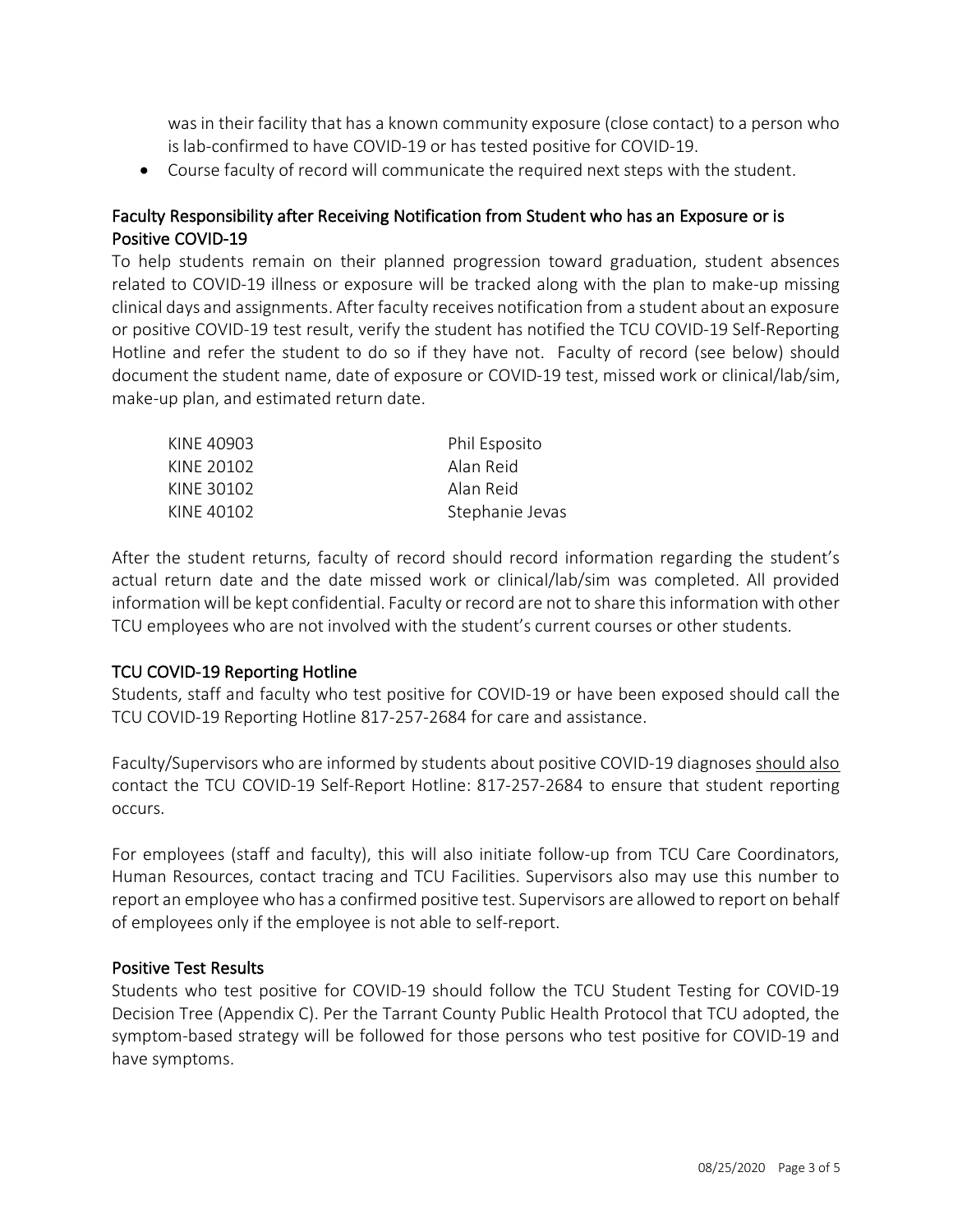was in their facility that has a known community exposure (close contact) to a person who is lab-confirmed to have COVID-19 or has tested positive for COVID-19.

- Course faculty of record will communicate the required next steps with the student.

## Faculty Responsibility after Receiving Notification from Student who has an Exposure or is Positive COVID-19

To help students remain on their planned progression toward graduation, student absences related to COVID-19 illness or exposure will be tracked along with the plan to make-up missing clinical days and assignments. After faculty receives notification from a student about an exposure or positive COVID-19 test result, verify the student has notified the TCU COVID-19 Self-Reporting Hotline and refer the student to do so if they have not. Faculty of record (see below) should document the student name, date of exposure or COVID-19 test, missed work or clinical/lab/sim, make-up plan, and estimated return date.

| | |
|---|---|
| KINE 40903 | Phil Esposito |
| KINE 20102 | Alan Reid |
| KINE 30102 | Alan Reid |
| KINE 40102 | Stephanie Jevas |

After the student returns, faculty of record should record information regarding the student's actual return date and the date missed work or clinical/lab/sim was completed. All provided information will be kept confidential. Faculty or record are not to share this information with other TCU employees who are not involved with the student's current courses or other students.

## TCU COVID-19 Reporting Hotline

Students, staff and faculty who test positive for COVID-19 or have been exposed should call the TCU COVID-19 Reporting Hotline 817-257-2684 for care and assistance.

Faculty/Supervisors who are informed by students about positive COVID-19 diagnoses should also contact the TCU COVID-19 Self-Report Hotline: 817-257-2684 to ensure that student reporting occurs.

For employees (staff and faculty), this will also initiate follow-up from TCU Care Coordinators, Human Resources, contact tracing and TCU Facilities. Supervisors also may use this number to report an employee who has a confirmed positive test. Supervisors are allowed to report on behalf of employees only if the employee is not able to self-report.

## Positive Test Results

Students who test positive for COVID-19 should follow the TCU Student Testing for COVID-19 Decision Tree (Appendix C). Per the Tarrant County Public Health Protocol that TCU adopted, the symptom-based strategy will be followed for those persons who test positive for COVID-19 and have symptoms.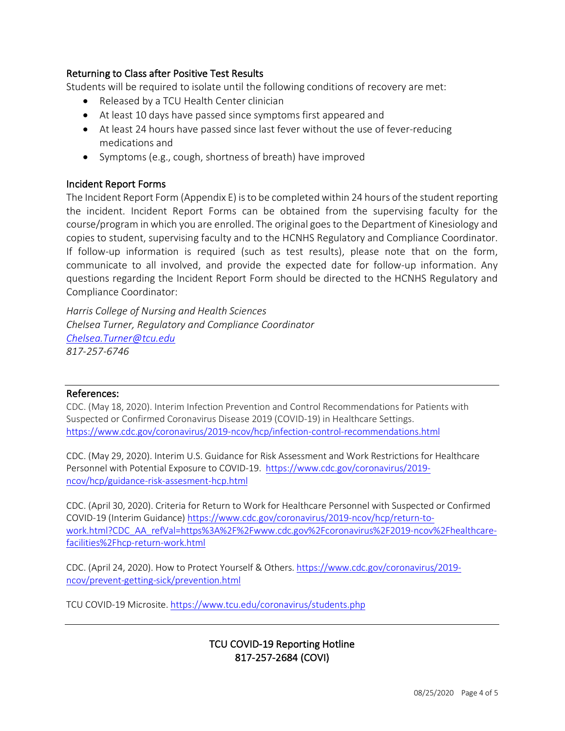### Returning to Class after Positive Test Results

Students will be required to isolate until the following conditions of recovery are met:

- Released by a TCU Health Center clinician
- At least 10 days have passed since symptoms first appeared and
- At least 24 hours have passed since last fever without the use of fever-reducing medications and
- Symptoms (e.g., cough, shortness of breath) have improved

### Incident Report Forms

The Incident Report Form (Appendix E) is to be completed within 24 hours of the student reporting the incident. Incident Report Forms can be obtained from the supervising faculty for the course/program in which you are enrolled. The original goes to the Department of Kinesiology and copies to student, supervising faculty and to the HCNHS Regulatory and Compliance Coordinator. If follow-up information is required (such as test results), please note that on the form, communicate to all involved, and provide the expected date for follow-up information. Any questions regarding the Incident Report Form should be directed to the HCNHS Regulatory and Compliance Coordinator:

*Harris College of Nursing and Health Sciences*
*Chelsea Turner, Regulatory and Compliance Coordinator*
*Chelsea.Turner@tcu.edu*
*817-257-6746*

---

### References:

CDC. (May 18, 2020). Interim Infection Prevention and Control Recommendations for Patients with Suspected or Confirmed Coronavirus Disease 2019 (COVID-19) in Healthcare Settings. https://www.cdc.gov/coronavirus/2019-ncov/hcp/infection-control-recommendations.html

CDC. (May 29, 2020). Interim U.S. Guidance for Risk Assessment and Work Restrictions for Healthcare Personnel with Potential Exposure to COVID-19. https://www.cdc.gov/coronavirus/2019-ncov/hcp/guidance-risk-assesment-hcp.html

CDC. (April 30, 2020). Criteria for Return to Work for Healthcare Personnel with Suspected or Confirmed COVID-19 (Interim Guidance) https://www.cdc.gov/coronavirus/2019-ncov/hcp/return-to-work.html?CDC_AA_refVal=https%3A%2F%2Fwww.cdc.gov%2Fcoronavirus%2F2019-ncov%2Fhealthcare-facilities%2Fhcp-return-work.html

CDC. (April 24, 2020). How to Protect Yourself & Others. https://www.cdc.gov/coronavirus/2019-ncov/prevent-getting-sick/prevention.html

TCU COVID-19 Microsite. https://www.tcu.edu/coronavirus/students.php

---

**TCU COVID-19 Reporting Hotline**
**817-257-2684 (COVI)**

08/25/2020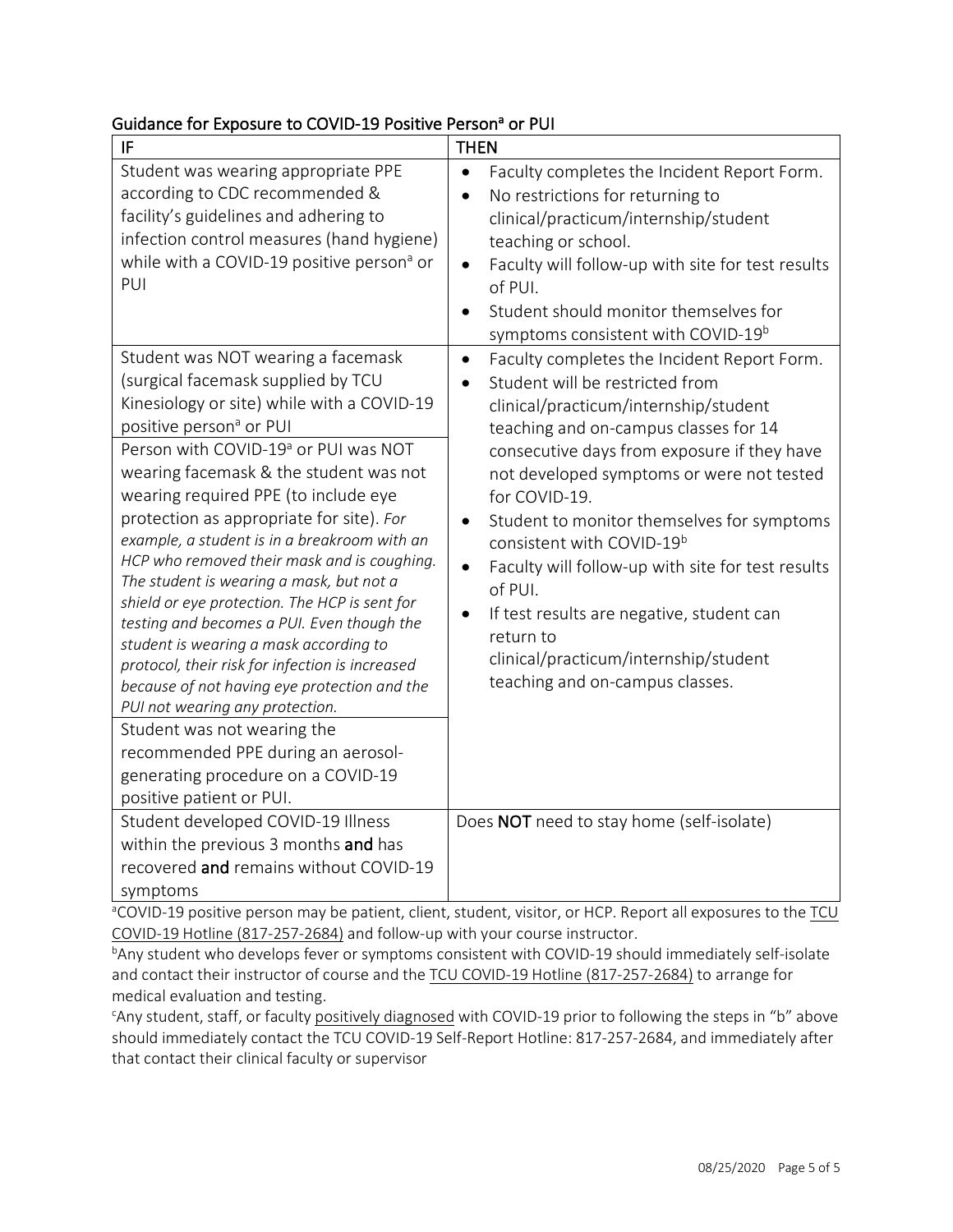## Guidance for Exposure to COVID-19 Positive Person[a] or PUI

| IF | THEN |
|---|---|
| Student was wearing appropriate PPE according to CDC recommended & facility's guidelines and adhering to infection control measures (hand hygiene) while with a COVID-19 positive person[a] or PUI | • Faculty completes the Incident Report Form.<br>• No restrictions for returning to clinical/practicum/internship/student teaching or school.<br>• Faculty will follow-up with site for test results of PUI.<br>• Student should monitor themselves for symptoms consistent with COVID-19[b] |
| Student was NOT wearing a facemask (surgical facemask supplied by TCU Kinesiology or site) while with a COVID-19 positive person[a] or PUI<br><br>Person with COVID-19[a] or PUI was NOT wearing facemask & the student was not wearing required PPE (to include eye protection as appropriate for site). *For example, a student is in a breakroom with an HCP who removed their mask and is coughing. The student is wearing a mask, but not a shield or eye protection. The HCP is sent for testing and becomes a PUI. Even though the student is wearing a mask according to protocol, their risk for infection is increased because of not having eye protection and the PUI not wearing any protection.*<br><br>Student was not wearing the recommended PPE during an aerosol-generating procedure on a COVID-19 positive patient or PUI. | • Faculty completes the Incident Report Form.<br>• Student will be restricted from clinical/practicum/internship/student teaching and on-campus classes for 14 consecutive days from exposure if they have not developed symptoms or were not tested for COVID-19.<br>• Student to monitor themselves for symptoms consistent with COVID-19[b]<br>• Faculty will follow-up with site for test results of PUI.<br>• If test results are negative, student can return to clinical/practicum/internship/student teaching and on-campus classes. |
| Student developed COVID-19 Illness within the previous 3 months **and** has recovered **and** remains without COVID-19 symptoms | Does **NOT** need to stay home (self-isolate) |

[a]COVID-19 positive person may be patient, client, student, visitor, or HCP. Report all exposures to the TCU COVID-19 Hotline (817-257-2684) and follow-up with your course instructor.

[b]Any student who develops fever or symptoms consistent with COVID-19 should immediately self-isolate and contact their instructor of course and the TCU COVID-19 Hotline (817-257-2684) to arrange for medical evaluation and testing.

[c]Any student, staff, or faculty positively diagnosed with COVID-19 prior to following the steps in "b" above should immediately contact the TCU COVID-19 Self-Report Hotline: 817-257-2684, and immediately after that contact their clinical faculty or supervisor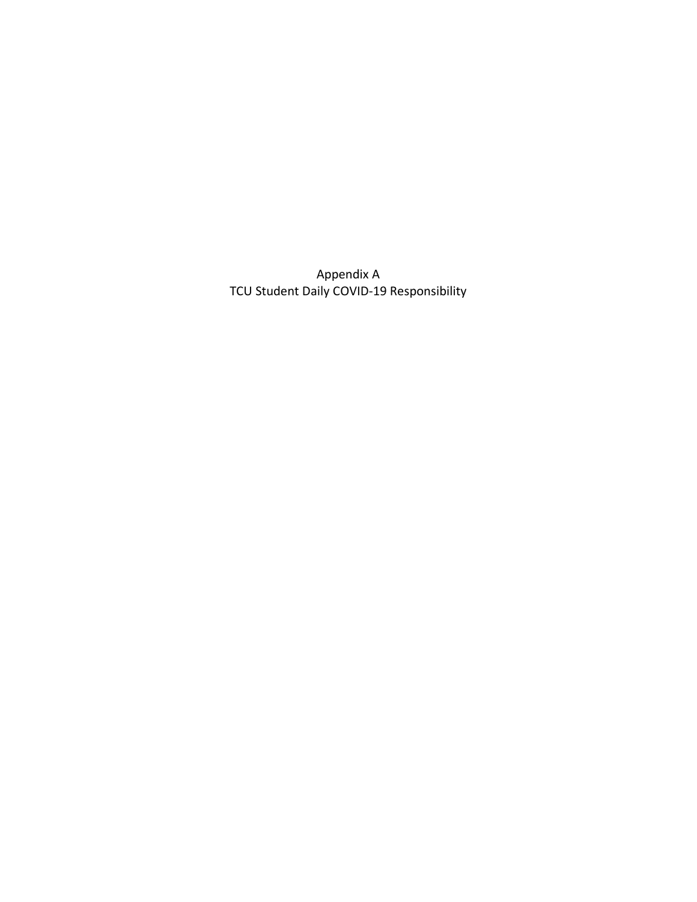# Appendix A
## TCU Student Daily COVID-19 Responsibility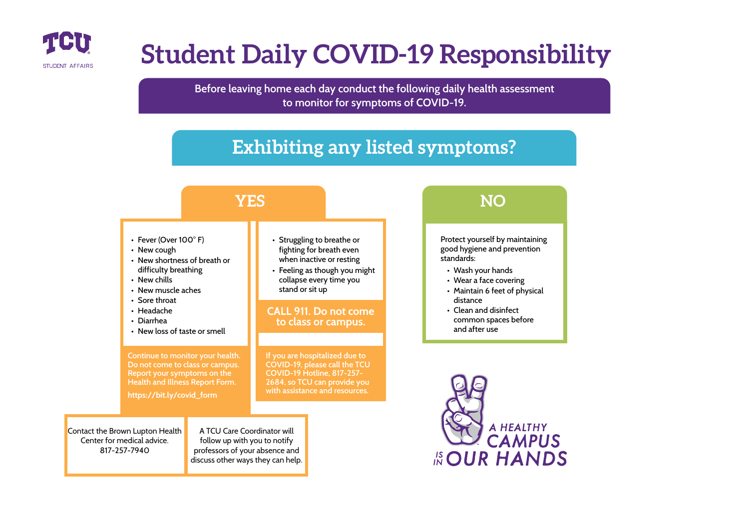TCU STUDENT AFFAIRS

# Student Daily COVID-19 Responsibility

Before leaving home each day conduct the following daily health assessment to monitor for symptoms of COVID-19.

## Exhibiting any listed symptoms?

### YES

- Fever (Over 100° F)
- New cough
- New shortness of breath or difficulty breathing
- New chills
- New muscle aches
- Sore throat
- Headache
- Diarrhea
- New loss of taste or smell

Continue to monitor your health. Do not come to class or campus. Report your symptoms on the Health and Illness Report Form.

https://bit.ly/covid_form

Contact the Brown Lupton Health Center for medical advice. 817-257-7940

A TCU Care Coordinator will follow up with you to notify professors of your absence and discuss other ways they can help.

- Struggling to breathe or fighting for breath even when inactive or resting
- Feeling as though you might collapse every time you stand or sit up

**CALL 911. Do not come to class or campus.**

If you are hospitalized due to COVID-19, please call the TCU COVID-19 Hotline, 817-257-2684, so TCU can provide you with assistance and resources.

### NO

Protect yourself by maintaining good hygiene and prevention standards:

- Wash your hands
- Wear a face covering
- Maintain 6 feet of physical distance
- Clean and disinfect common spaces before and after use

A HEALTHY CAMPUS IS IN OUR HANDS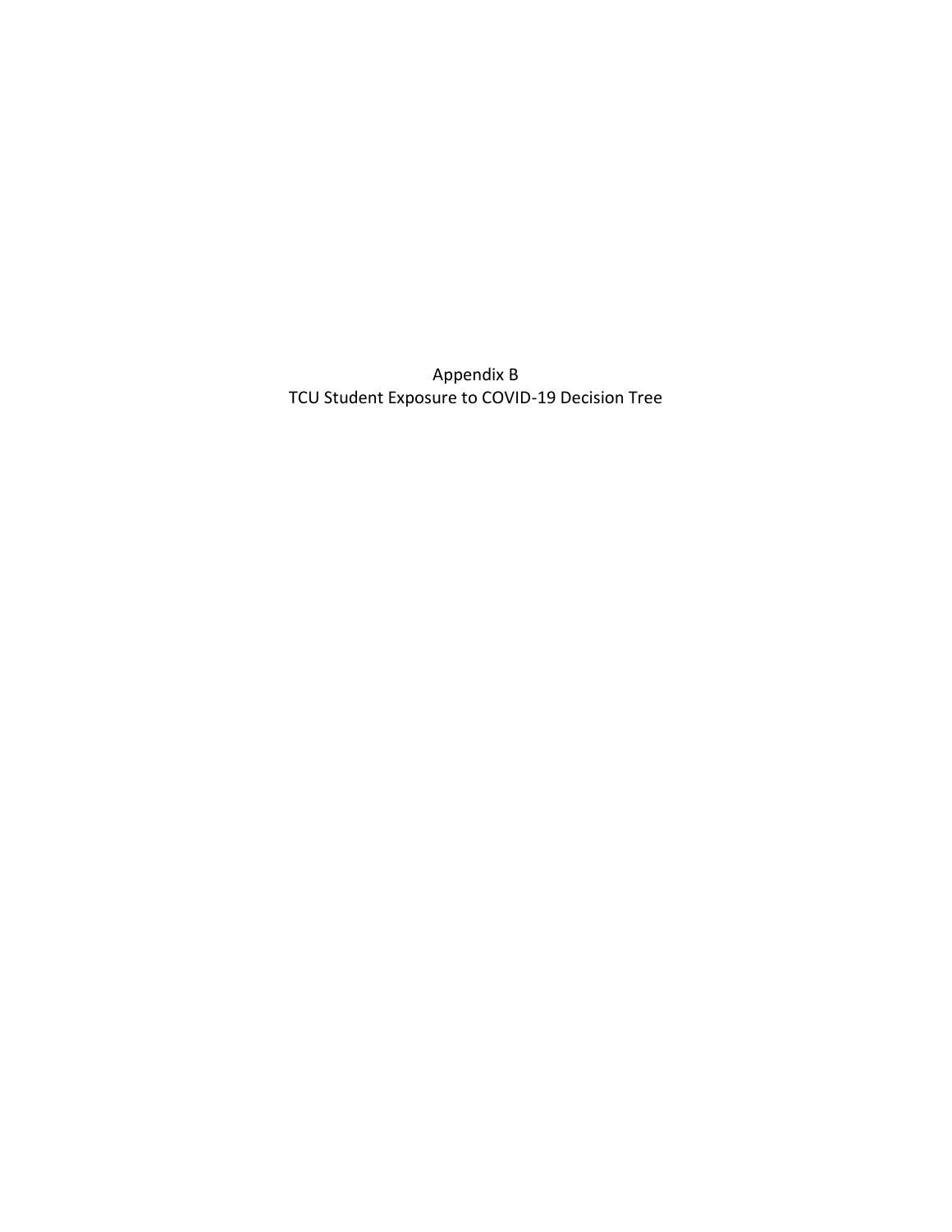# Appendix B
## TCU Student Exposure to COVID-19 Decision Tree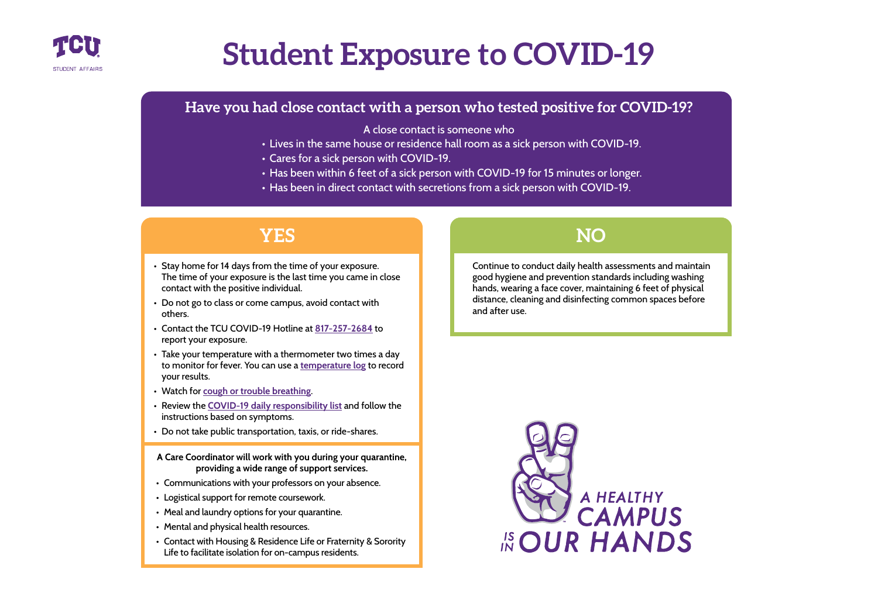TCU STUDENT AFFAIRS

# Student Exposure to COVID-19

## Have you had close contact with a person who tested positive for COVID-19?

A close contact is someone who

- Lives in the same house or residence hall room as a sick person with COVID-19.
- Cares for a sick person with COVID-19.
- Has been within 6 feet of a sick person with COVID-19 for 15 minutes or longer.
- Has been in direct contact with secretions from a sick person with COVID-19.

## YES

- Stay home for 14 days from the time of your exposure. The time of your exposure is the last time you came in close contact with the positive individual.
- Do not go to class or come campus, avoid contact with others.
- Contact the TCU COVID-19 Hotline at 817-257-2684 to report your exposure.
- Take your temperature with a thermometer two times a day to monitor for fever. You can use a temperature log to record your results.
- Watch for cough or trouble breathing.
- Review the COVID-19 daily responsibility list and follow the instructions based on symptoms.
- Do not take public transportation, taxis, or ride-shares.

**A Care Coordinator will work with you during your quarantine, providing a wide range of support services.**

- Communications with your professors on your absence.
- Logistical support for remote coursework.
- Meal and laundry options for your quarantine.
- Mental and physical health resources.
- Contact with Housing & Residence Life or Fraternity & Sorority Life to facilitate isolation for on-campus residents.

## NO

Continue to conduct daily health assessments and maintain good hygiene and prevention standards including washing hands, wearing a face cover, maintaining 6 feet of physical distance, cleaning and disinfecting common spaces before and after use.

A HEALTHY CAMPUS IS IN OUR HANDS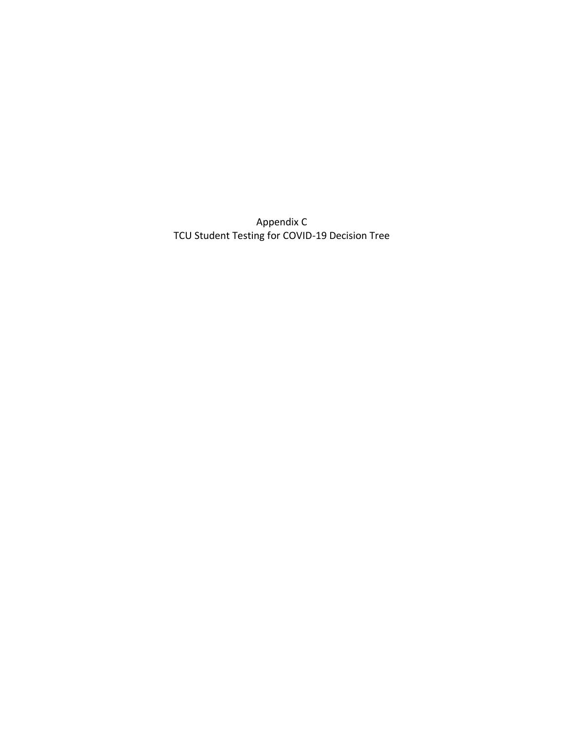# Appendix C
## TCU Student Testing for COVID-19 Decision Tree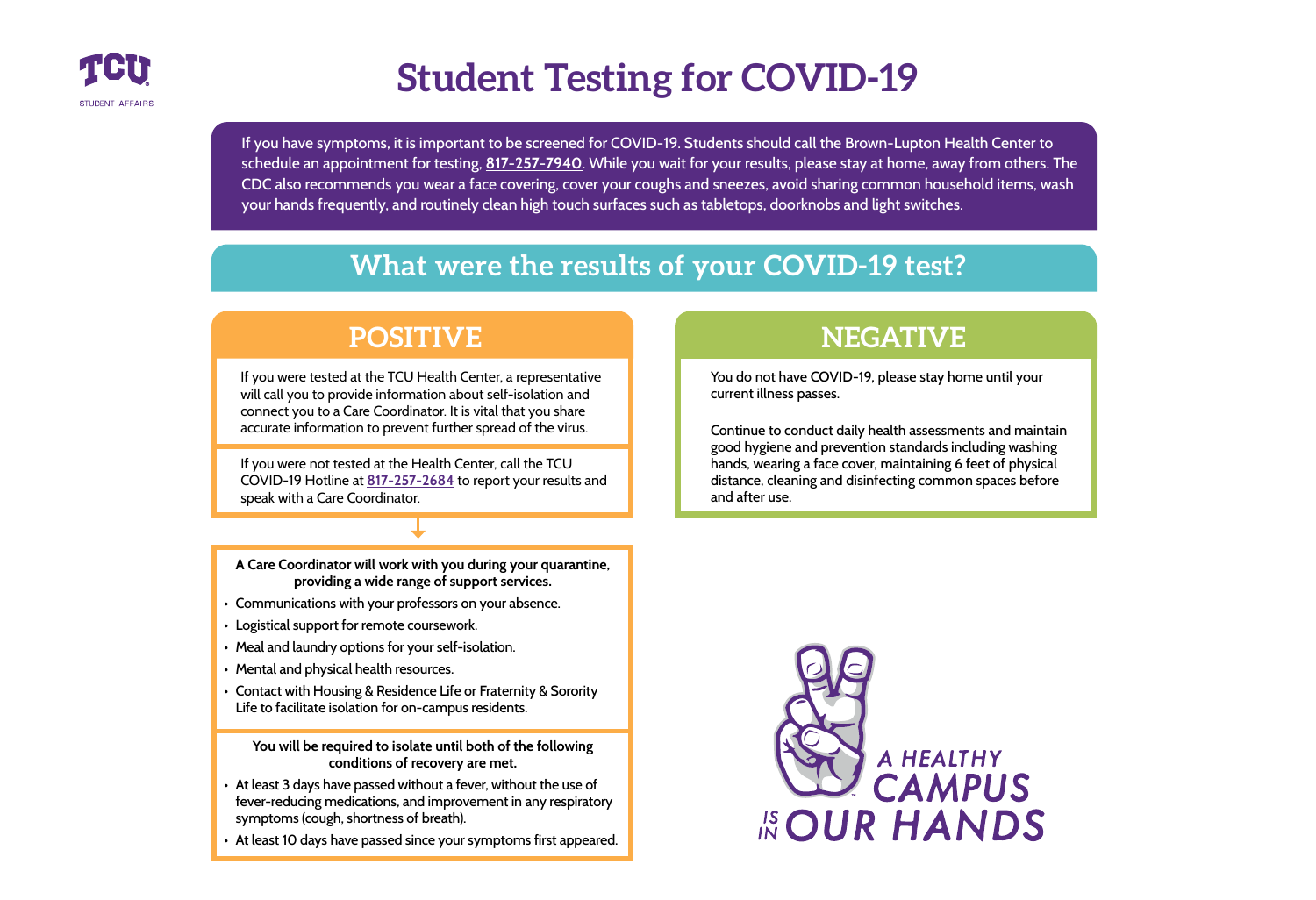TCU STUDENT AFFAIRS

# Student Testing for COVID-19

If you have symptoms, it is important to be screened for COVID-19. Students should call the Brown-Lupton Health Center to schedule an appointment for testing, **817-257-7940**. While you wait for your results, please stay at home, away from others. The CDC also recommends you wear a face covering, cover your coughs and sneezes, avoid sharing common household items, wash your hands frequently, and routinely clean high touch surfaces such as tabletops, doorknobs and light switches.

## What were the results of your COVID-19 test?

### POSITIVE

If you were tested at the TCU Health Center, a representative will call you to provide information about self-isolation and connect you to a Care Coordinator. It is vital that you share accurate information to prevent further spread of the virus.

If you were not tested at the Health Center, call the TCU COVID-19 Hotline at **817-257-2684** to report your results and speak with a Care Coordinator.

**A Care Coordinator will work with you during your quarantine, providing a wide range of support services.**

- Communications with your professors on your absence.
- Logistical support for remote coursework.
- Meal and laundry options for your self-isolation.
- Mental and physical health resources.
- Contact with Housing & Residence Life or Fraternity & Sorority Life to facilitate isolation for on-campus residents.

**You will be required to isolate until both of the following conditions of recovery are met.**

- At least 3 days have passed without a fever, without the use of fever-reducing medications, and improvement in any respiratory symptoms (cough, shortness of breath).
- At least 10 days have passed since your symptoms first appeared.

### NEGATIVE

You do not have COVID-19, please stay home until your current illness passes.

Continue to conduct daily health assessments and maintain good hygiene and prevention standards including washing hands, wearing a face cover, maintaining 6 feet of physical distance, cleaning and disinfecting common spaces before and after use.

A HEALTHY CAMPUS IS IN OUR HANDS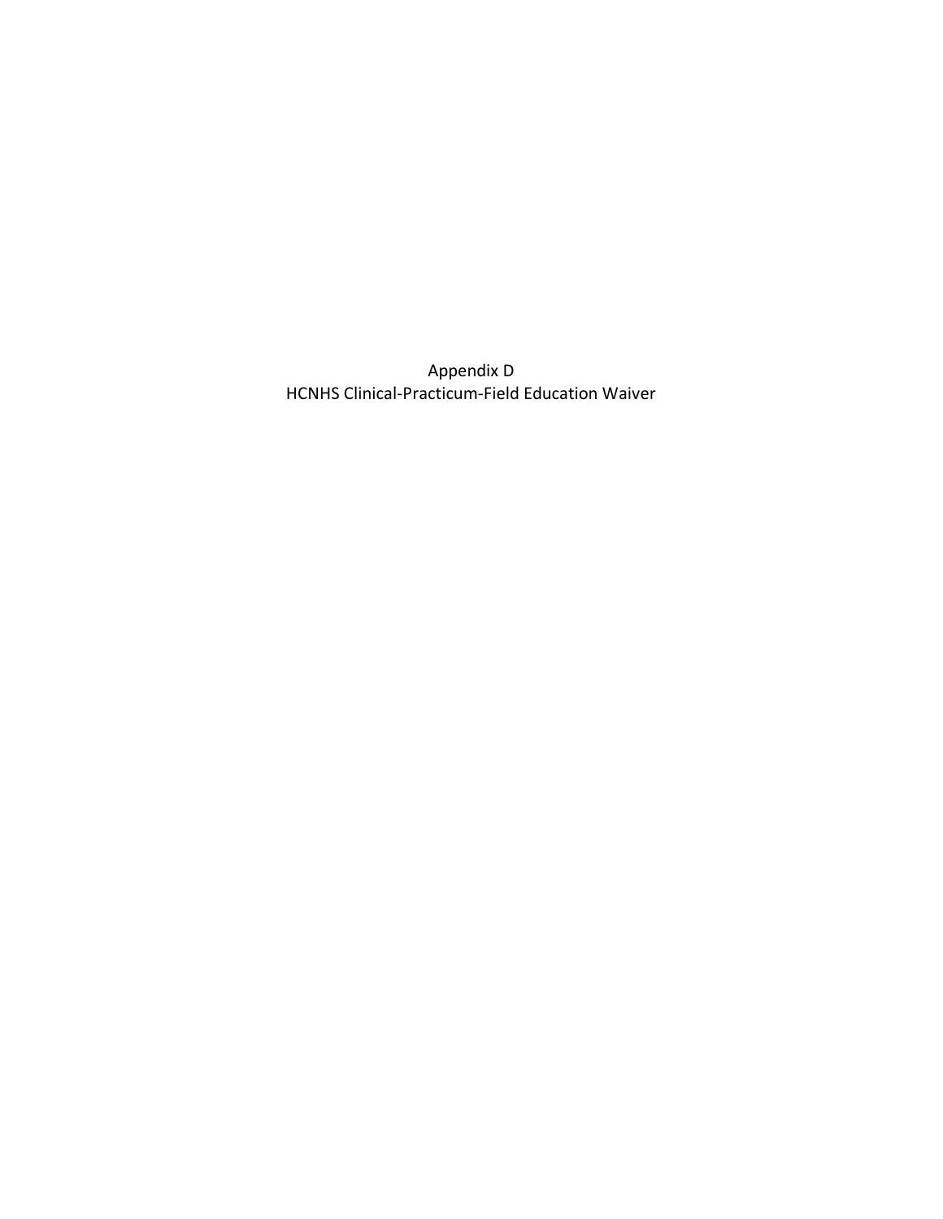# Appendix D
## HCNHS Clinical-Practicum-Field Education Waiver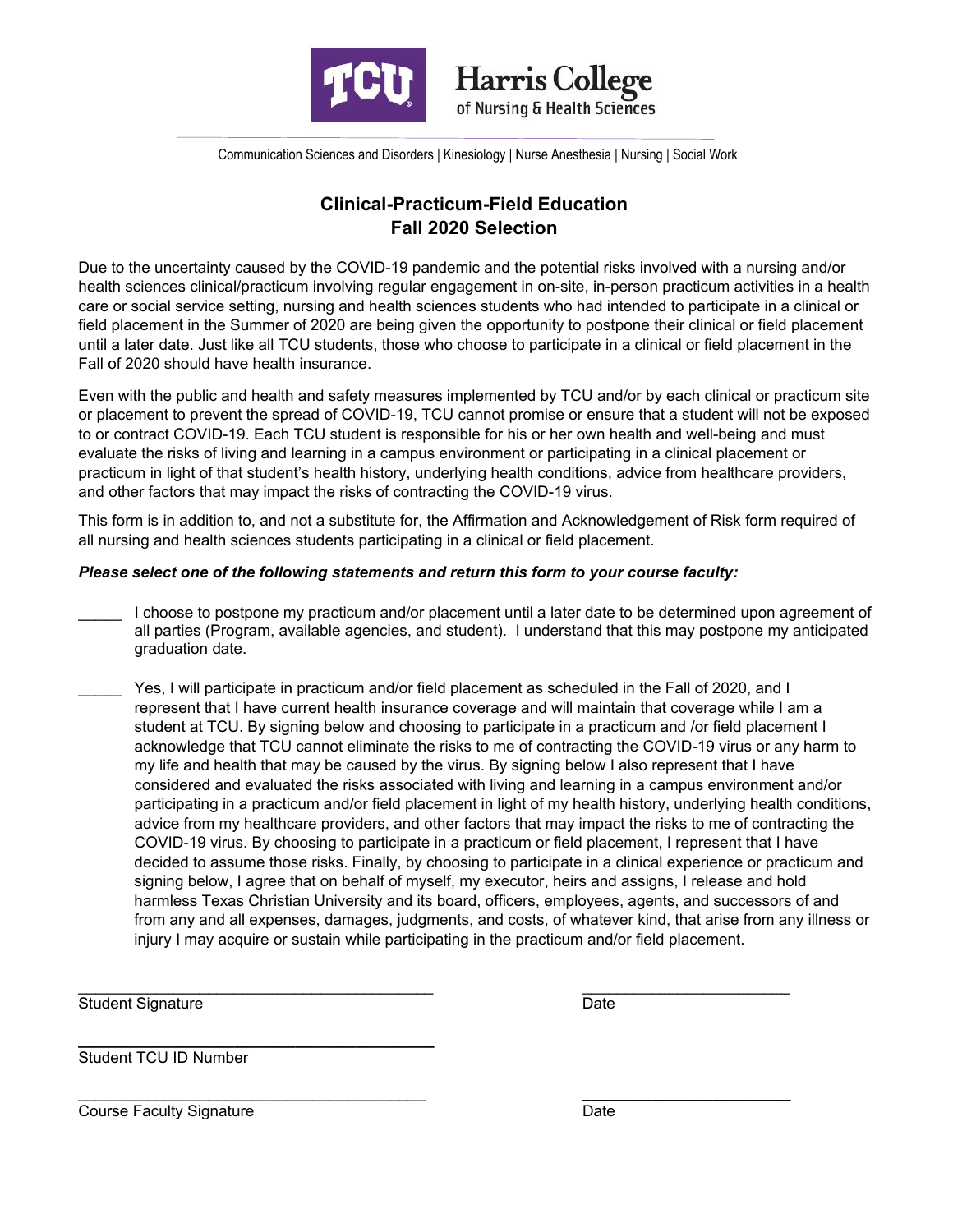Harris College of Nursing & Health Sciences

Communication Sciences and Disorders | Kinesiology | Nurse Anesthesia | Nursing | Social Work

## Clinical-Practicum-Field Education
## Fall 2020 Selection

Due to the uncertainty caused by the COVID-19 pandemic and the potential risks involved with a nursing and/or health sciences clinical/practicum involving regular engagement in on-site, in-person practicum activities in a health care or social service setting, nursing and health sciences students who had intended to participate in a clinical or field placement in the Summer of 2020 are being given the opportunity to postpone their clinical or field placement until a later date. Just like all TCU students, those who choose to participate in a clinical or field placement in the Fall of 2020 should have health insurance.

Even with the public and health and safety measures implemented by TCU and/or by each clinical or practicum site or placement to prevent the spread of COVID-19, TCU cannot promise or ensure that a student will not be exposed to or contract COVID-19. Each TCU student is responsible for his or her own health and well-being and must evaluate the risks of living and learning in a campus environment or participating in a clinical placement or practicum in light of that student's health history, underlying health conditions, advice from healthcare providers, and other factors that may impact the risks of contracting the COVID-19 virus.

This form is in addition to, and not a substitute for, the Affirmation and Acknowledgement of Risk form required of all nursing and health sciences students participating in a clinical or field placement.

***Please select one of the following statements and return this form to your course faculty:***

_____ I choose to postpone my practicum and/or placement until a later date to be determined upon agreement of all parties (Program, available agencies, and student). I understand that this may postpone my anticipated graduation date.

_____ Yes, I will participate in practicum and/or field placement as scheduled in the Fall of 2020, and I represent that I have current health insurance coverage and will maintain that coverage while I am a student at TCU. By signing below and choosing to participate in a practicum and /or field placement I acknowledge that TCU cannot eliminate the risks to me of contracting the COVID-19 virus or any harm to my life and health that may be caused by the virus. By signing below I also represent that I have considered and evaluated the risks associated with living and learning in a campus environment and/or participating in a practicum and/or field placement in light of my health history, underlying health conditions, advice from my healthcare providers, and other factors that may impact the risks to me of contracting the COVID-19 virus. By choosing to participate in a practicum or field placement, I represent that I have decided to assume those risks. Finally, by choosing to participate in a clinical experience or practicum and signing below, I agree that on behalf of myself, my executor, heirs and assigns, I release and hold harmless Texas Christian University and its board, officers, employees, agents, and successors of and from any and all expenses, damages, judgments, and costs, of whatever kind, that arise from any illness or injury I may acquire or sustain while participating in the practicum and/or field placement.

_________________________________________ Student Signature

_______________________ Date

_________________________________________ Student TCU ID Number

_________________________________________ Course Faculty Signature

_______________________ Date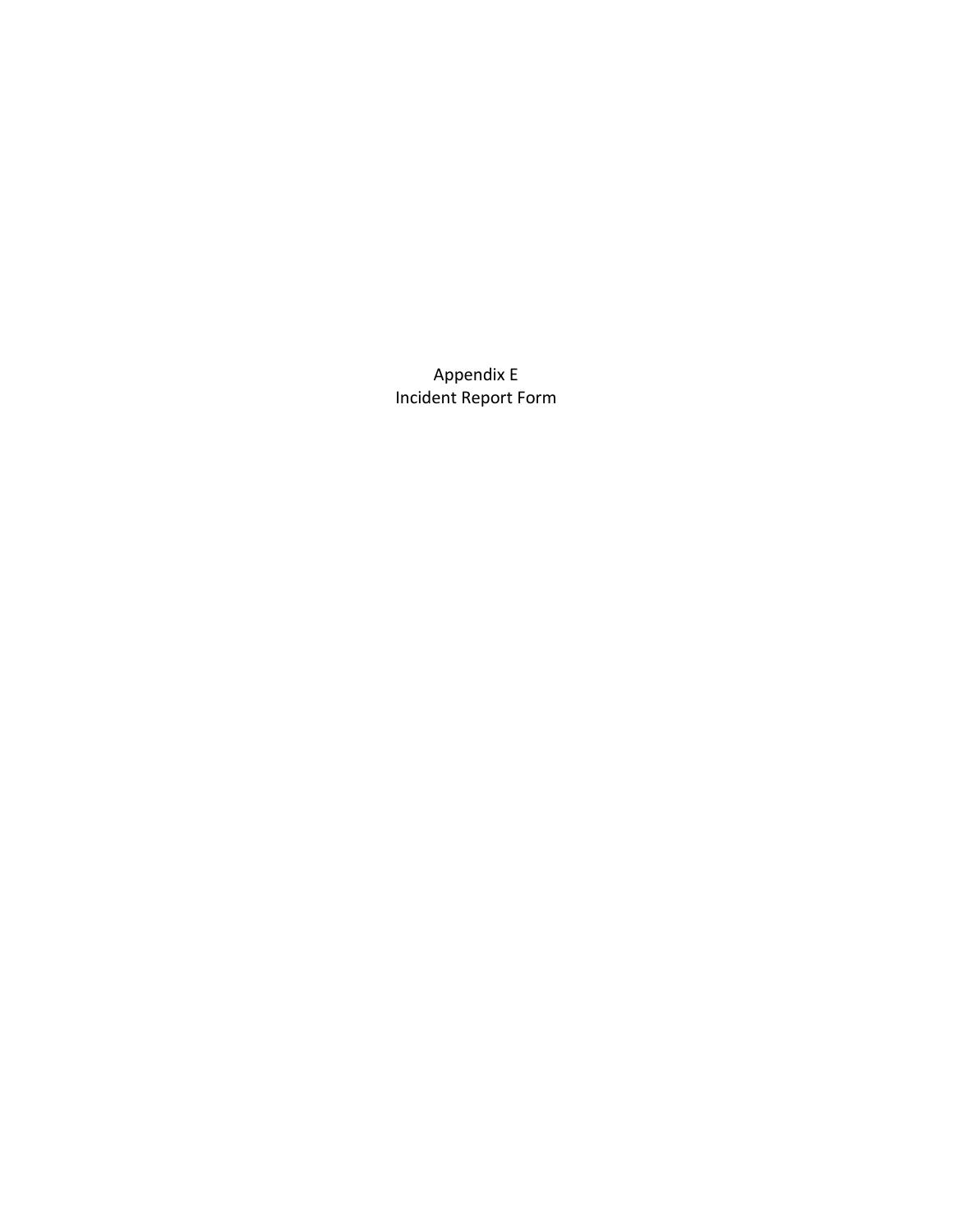# Appendix E
# Incident Report Form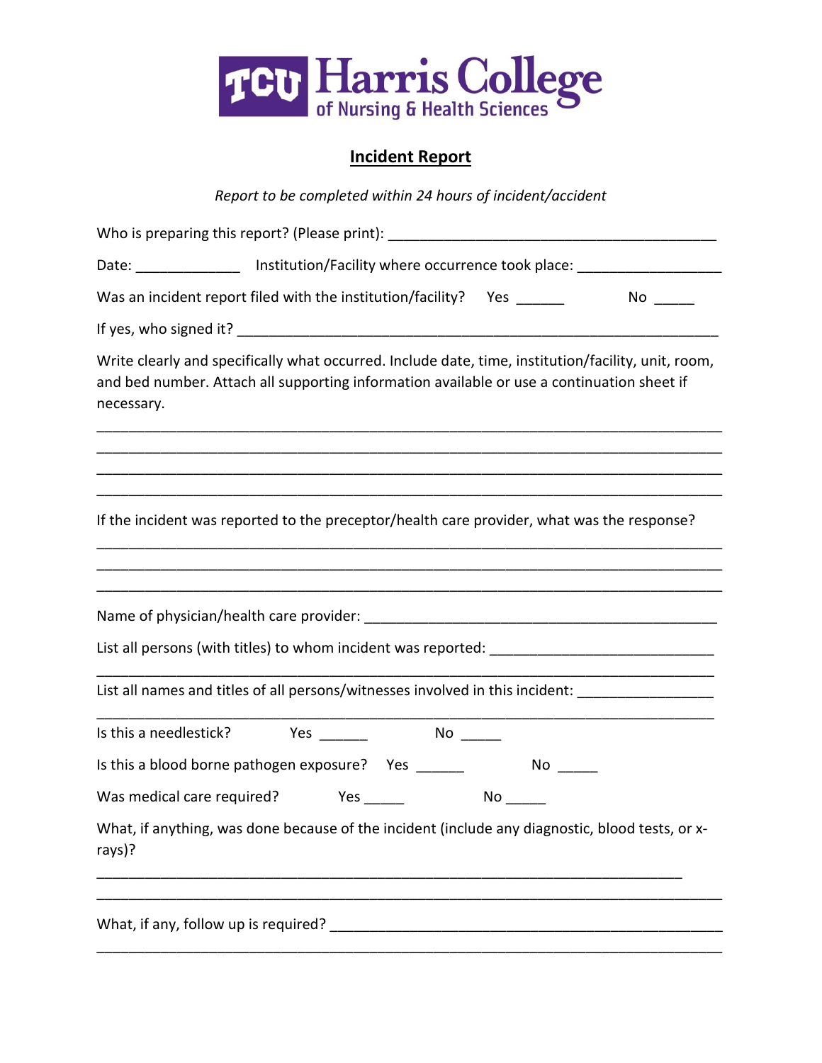TCU Harris College of Nursing & Health Sciences

## Incident Report

*Report to be completed within 24 hours of incident/accident*

Who is preparing this report? (Please print): ___________________________________________

Date: _____________ Institution/Facility where occurrence took place: __________________

Was an incident report filed with the institution/facility? Yes ______ No _____

If yes, who signed it? _____________________________________________________________

Write clearly and specifically what occurred. Include date, time, institution/facility, unit, room, and bed number. Attach all supporting information available or use a continuation sheet if necessary.

_____________________________________________________________________________

_____________________________________________________________________________

_____________________________________________________________________________

_____________________________________________________________________________

If the incident was reported to the preceptor/health care provider, what was the response?

_____________________________________________________________________________

_____________________________________________________________________________

_____________________________________________________________________________

Name of physician/health care provider: ______________________________________________

List all persons (with titles) to whom incident was reported: ____________________________

_____________________________________________________________________________

List all names and titles of all persons/witnesses involved in this incident: _________________

_____________________________________________________________________________

Is this a needlestick? Yes ______ No _____

Is this a blood borne pathogen exposure? Yes ______ No _____

Was medical care required? Yes _____ No _____

What, if anything, was done because of the incident (include any diagnostic, blood tests, or x-rays)?

_____________________________________________________________________________

_____________________________________________________________________________

What, if any, follow up is required? __________________________________________________

_____________________________________________________________________________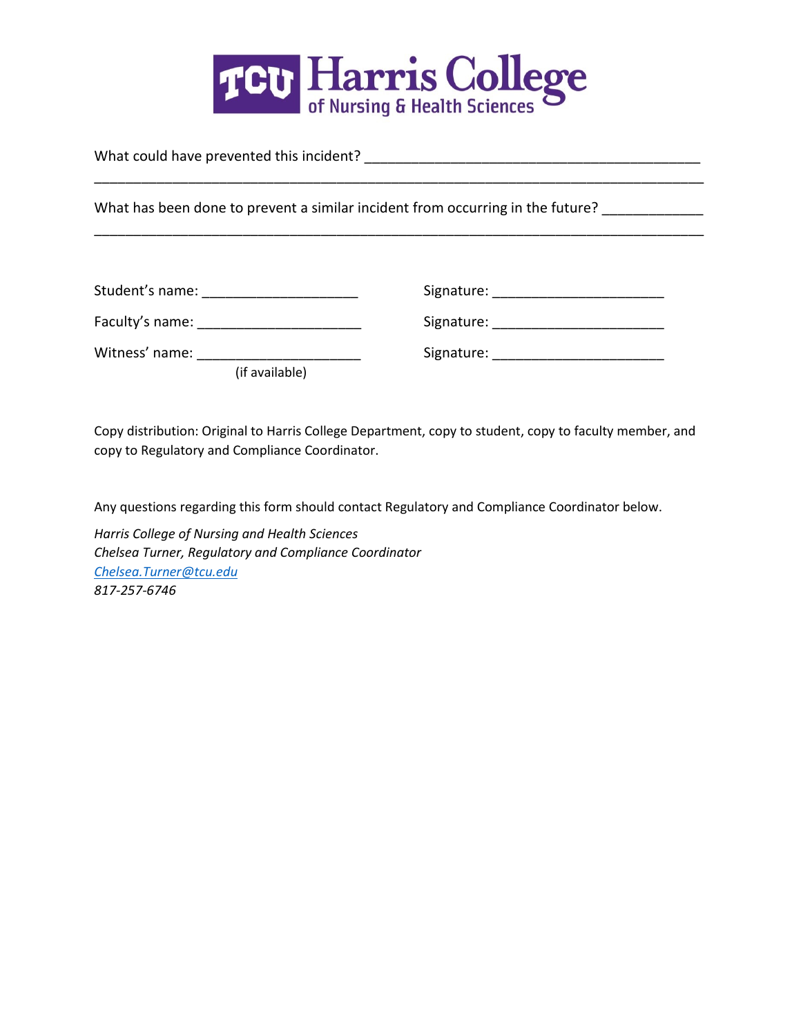TCU Harris College of Nursing & Health Sciences

What could have prevented this incident? ___________________________________________
______________________________________________________________________________

What has been done to prevent a similar incident from occurring in the future? ____________
______________________________________________________________________________

Student's name: ____________________ Signature: ______________________

Faculty's name: _____________________ Signature: ______________________

Witness' name: _____________________ Signature: ______________________
(if available)

Copy distribution: Original to Harris College Department, copy to student, copy to faculty member, and copy to Regulatory and Compliance Coordinator.

Any questions regarding this form should contact Regulatory and Compliance Coordinator below.

*Harris College of Nursing and Health Sciences*
*Chelsea Turner, Regulatory and Compliance Coordinator*
*Chelsea.Turner@tcu.edu*
*817-257-6746*